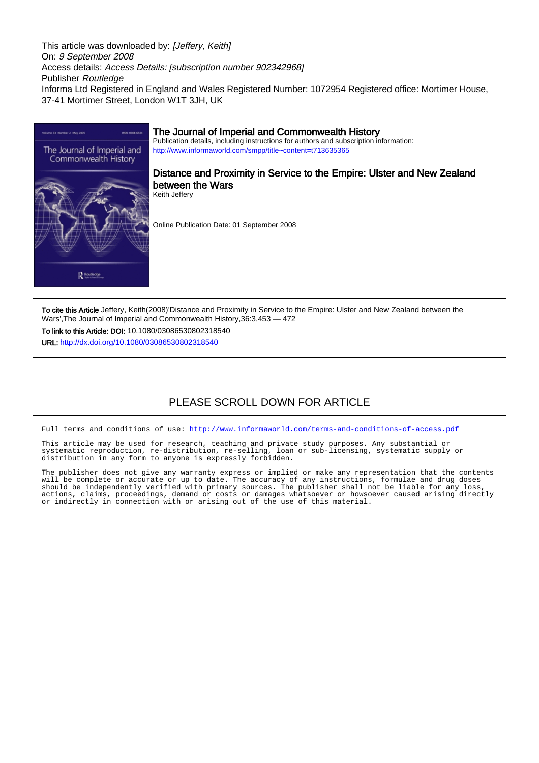This article was downloaded by: *[Jeffery, Keith]*
On: *9 September 2008*
Access details: *Access Details: [subscription number 902342968]*
Publisher *Routledge*
Informa Ltd Registered in England and Wales Registered Number: 1072954 Registered office: Mortimer House, 37-41 Mortimer Street, London W1T 3JH, UK

## The Journal of Imperial and Commonwealth History

Publication details, including instructions for authors and subscription information:
http://www.informaworld.com/smpp/title~content=t713635365

## Distance and Proximity in Service to the Empire: Ulster and New Zealand between the Wars

Keith Jeffery

Online Publication Date: 01 September 2008

**To cite this Article** Jeffery, Keith(2008)'Distance and Proximity in Service to the Empire: Ulster and New Zealand between the Wars',The Journal of Imperial and Commonwealth History,36:3,453 — 472

**To link to this Article: DOI:** 10.1080/03086530802318540

**URL:** http://dx.doi.org/10.1080/03086530802318540

PLEASE SCROLL DOWN FOR ARTICLE

Full terms and conditions of use: http://www.informaworld.com/terms-and-conditions-of-access.pdf

This article may be used for research, teaching and private study purposes. Any substantial or systematic reproduction, re-distribution, re-selling, loan or sub-licensing, systematic supply or distribution in any form to anyone is expressly forbidden.

The publisher does not give any warranty express or implied or make any representation that the contents will be complete or accurate or up to date. The accuracy of any instructions, formulae and drug doses should be independently verified with primary sources. The publisher shall not be liable for any loss, actions, claims, proceedings, demand or costs or damages whatsoever or howsoever caused arising directly or indirectly in connection with or arising out of the use of this material.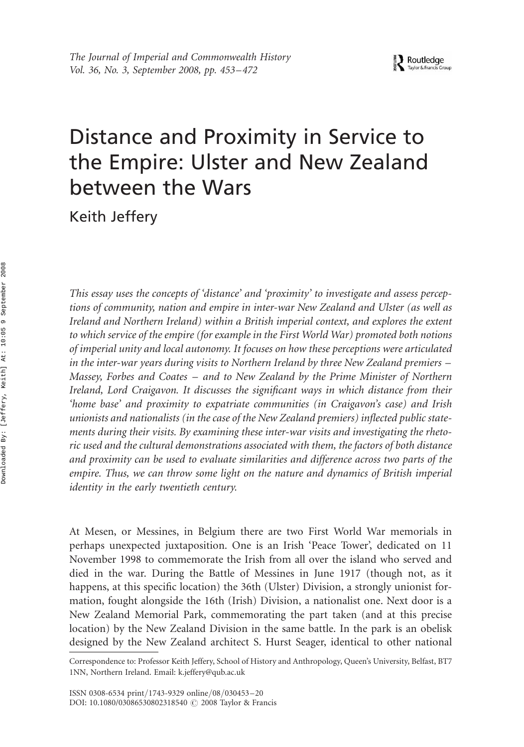# Distance and Proximity in Service to the Empire: Ulster and New Zealand between the Wars

Keith Jeffery

*This essay uses the concepts of 'distance' and 'proximity' to investigate and assess perceptions of community, nation and empire in inter-war New Zealand and Ulster (as well as Ireland and Northern Ireland) within a British imperial context, and explores the extent to which service of the empire (for example in the First World War) promoted both notions of imperial unity and local autonomy. It focuses on how these perceptions were articulated in the inter-war years during visits to Northern Ireland by three New Zealand premiers – Massey, Forbes and Coates – and to New Zealand by the Prime Minister of Northern Ireland, Lord Craigavon. It discusses the significant ways in which distance from their 'home base' and proximity to expatriate communities (in Craigavon's case) and Irish unionists and nationalists (in the case of the New Zealand premiers) inflected public statements during their visits. By examining these inter-war visits and investigating the rhetoric used and the cultural demonstrations associated with them, the factors of both distance and proximity can be used to evaluate similarities and difference across two parts of the empire. Thus, we can throw some light on the nature and dynamics of British imperial identity in the early twentieth century.*

At Mesen, or Messines, in Belgium there are two First World War memorials in perhaps unexpected juxtaposition. One is an Irish 'Peace Tower', dedicated on 11 November 1998 to commemorate the Irish from all over the island who served and died in the war. During the Battle of Messines in June 1917 (though not, as it happens, at this specific location) the 36th (Ulster) Division, a strongly unionist formation, fought alongside the 16th (Irish) Division, a nationalist one. Next door is a New Zealand Memorial Park, commemorating the part taken (and at this precise location) by the New Zealand Division in the same battle. In the park is an obelisk designed by the New Zealand architect S. Hurst Seager, identical to other national

Correspondence to: Professor Keith Jeffery, School of History and Anthropology, Queen's University, Belfast, BT7 1NN, Northern Ireland. Email: k.jeffery@qub.ac.uk

ISSN 0308-6534 print/1743-9329 online/08/030453–20
DOI: 10.1080/03086530802318540 © 2008 Taylor & Francis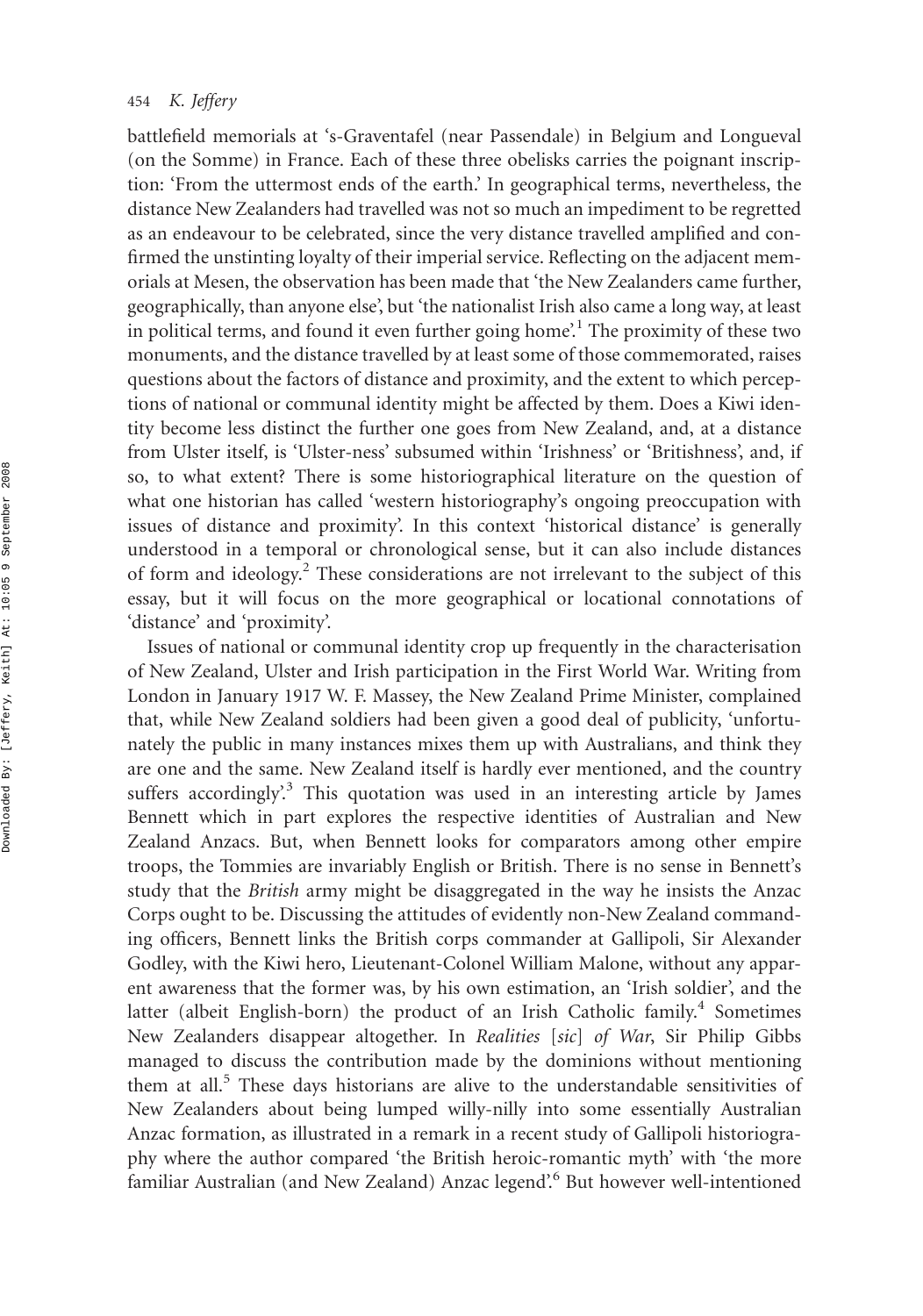battlefield memorials at 's-Graventafel (near Passendale) in Belgium and Longueval (on the Somme) in France. Each of these three obelisks carries the poignant inscription: 'From the uttermost ends of the earth.' In geographical terms, nevertheless, the distance New Zealanders had travelled was not so much an impediment to be regretted as an endeavour to be celebrated, since the very distance travelled amplified and confirmed the unstinting loyalty of their imperial service. Reflecting on the adjacent memorials at Mesen, the observation has been made that 'the New Zealanders came further, geographically, than anyone else', but 'the nationalist Irish also came a long way, at least in political terms, and found it even further going home'.[1] The proximity of these two monuments, and the distance travelled by at least some of those commemorated, raises questions about the factors of distance and proximity, and the extent to which perceptions of national or communal identity might be affected by them. Does a Kiwi identity become less distinct the further one goes from New Zealand, and, at a distance from Ulster itself, is 'Ulster-ness' subsumed within 'Irishness' or 'Britishness', and, if so, to what extent? There is some historiographical literature on the question of what one historian has called 'western historiography's ongoing preoccupation with issues of distance and proximity'. In this context 'historical distance' is generally understood in a temporal or chronological sense, but it can also include distances of form and ideology.[2] These considerations are not irrelevant to the subject of this essay, but it will focus on the more geographical or locational connotations of 'distance' and 'proximity'.

Issues of national or communal identity crop up frequently in the characterisation of New Zealand, Ulster and Irish participation in the First World War. Writing from London in January 1917 W. F. Massey, the New Zealand Prime Minister, complained that, while New Zealand soldiers had been given a good deal of publicity, 'unfortunately the public in many instances mixes them up with Australians, and think they are one and the same. New Zealand itself is hardly ever mentioned, and the country suffers accordingly'.[3] This quotation was used in an interesting article by James Bennett which in part explores the respective identities of Australian and New Zealand Anzacs. But, when Bennett looks for comparators among other empire troops, the Tommies are invariably English or British. There is no sense in Bennett's study that the *British* army might be disaggregated in the way he insists the Anzac Corps ought to be. Discussing the attitudes of evidently non-New Zealand commanding officers, Bennett links the British corps commander at Gallipoli, Sir Alexander Godley, with the Kiwi hero, Lieutenant-Colonel William Malone, without any apparent awareness that the former was, by his own estimation, an 'Irish soldier', and the latter (albeit English-born) the product of an Irish Catholic family.[4] Sometimes New Zealanders disappear altogether. In *Realities* [*sic*] *of War*, Sir Philip Gibbs managed to discuss the contribution made by the dominions without mentioning them at all.[5] These days historians are alive to the understandable sensitivities of New Zealanders about being lumped willy-nilly into some essentially Australian Anzac formation, as illustrated in a remark in a recent study of Gallipoli historiography where the author compared 'the British heroic-romantic myth' with 'the more familiar Australian (and New Zealand) Anzac legend'.[6] But however well-intentioned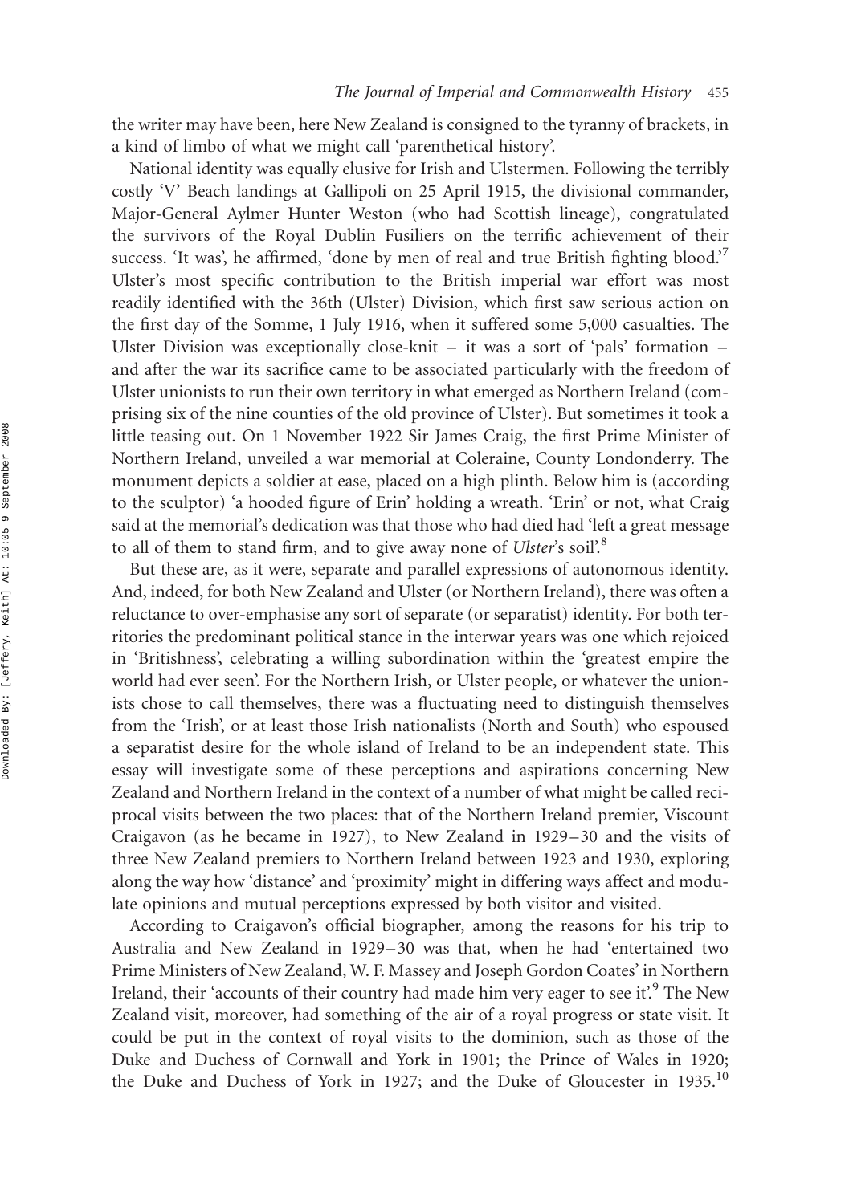the writer may have been, here New Zealand is consigned to the tyranny of brackets, in a kind of limbo of what we might call 'parenthetical history'.

National identity was equally elusive for Irish and Ulstermen. Following the terribly costly 'V' Beach landings at Gallipoli on 25 April 1915, the divisional commander, Major-General Aylmer Hunter Weston (who had Scottish lineage), congratulated the survivors of the Royal Dublin Fusiliers on the terrific achievement of their success. 'It was', he affirmed, 'done by men of real and true British fighting blood.'[7] Ulster's most specific contribution to the British imperial war effort was most readily identified with the 36th (Ulster) Division, which first saw serious action on the first day of the Somme, 1 July 1916, when it suffered some 5,000 casualties. The Ulster Division was exceptionally close-knit – it was a sort of 'pals' formation – and after the war its sacrifice came to be associated particularly with the freedom of Ulster unionists to run their own territory in what emerged as Northern Ireland (comprising six of the nine counties of the old province of Ulster). But sometimes it took a little teasing out. On 1 November 1922 Sir James Craig, the first Prime Minister of Northern Ireland, unveiled a war memorial at Coleraine, County Londonderry. The monument depicts a soldier at ease, placed on a high plinth. Below him is (according to the sculptor) 'a hooded figure of Erin' holding a wreath. 'Erin' or not, what Craig said at the memorial's dedication was that those who had died had 'left a great message to all of them to stand firm, and to give away none of *Ulster*'s soil'.[8]

But these are, as it were, separate and parallel expressions of autonomous identity. And, indeed, for both New Zealand and Ulster (or Northern Ireland), there was often a reluctance to over-emphasise any sort of separate (or separatist) identity. For both territories the predominant political stance in the interwar years was one which rejoiced in 'Britishness', celebrating a willing subordination within the 'greatest empire the world had ever seen'. For the Northern Irish, or Ulster people, or whatever the unionists chose to call themselves, there was a fluctuating need to distinguish themselves from the 'Irish', or at least those Irish nationalists (North and South) who espoused a separatist desire for the whole island of Ireland to be an independent state. This essay will investigate some of these perceptions and aspirations concerning New Zealand and Northern Ireland in the context of a number of what might be called reciprocal visits between the two places: that of the Northern Ireland premier, Viscount Craigavon (as he became in 1927), to New Zealand in 1929–30 and the visits of three New Zealand premiers to Northern Ireland between 1923 and 1930, exploring along the way how 'distance' and 'proximity' might in differing ways affect and modulate opinions and mutual perceptions expressed by both visitor and visited.

According to Craigavon's official biographer, among the reasons for his trip to Australia and New Zealand in 1929–30 was that, when he had 'entertained two Prime Ministers of New Zealand, W. F. Massey and Joseph Gordon Coates' in Northern Ireland, their 'accounts of their country had made him very eager to see it'.[9] The New Zealand visit, moreover, had something of the air of a royal progress or state visit. It could be put in the context of royal visits to the dominion, such as those of the Duke and Duchess of Cornwall and York in 1901; the Prince of Wales in 1920; the Duke and Duchess of York in 1927; and the Duke of Gloucester in 1935.[10]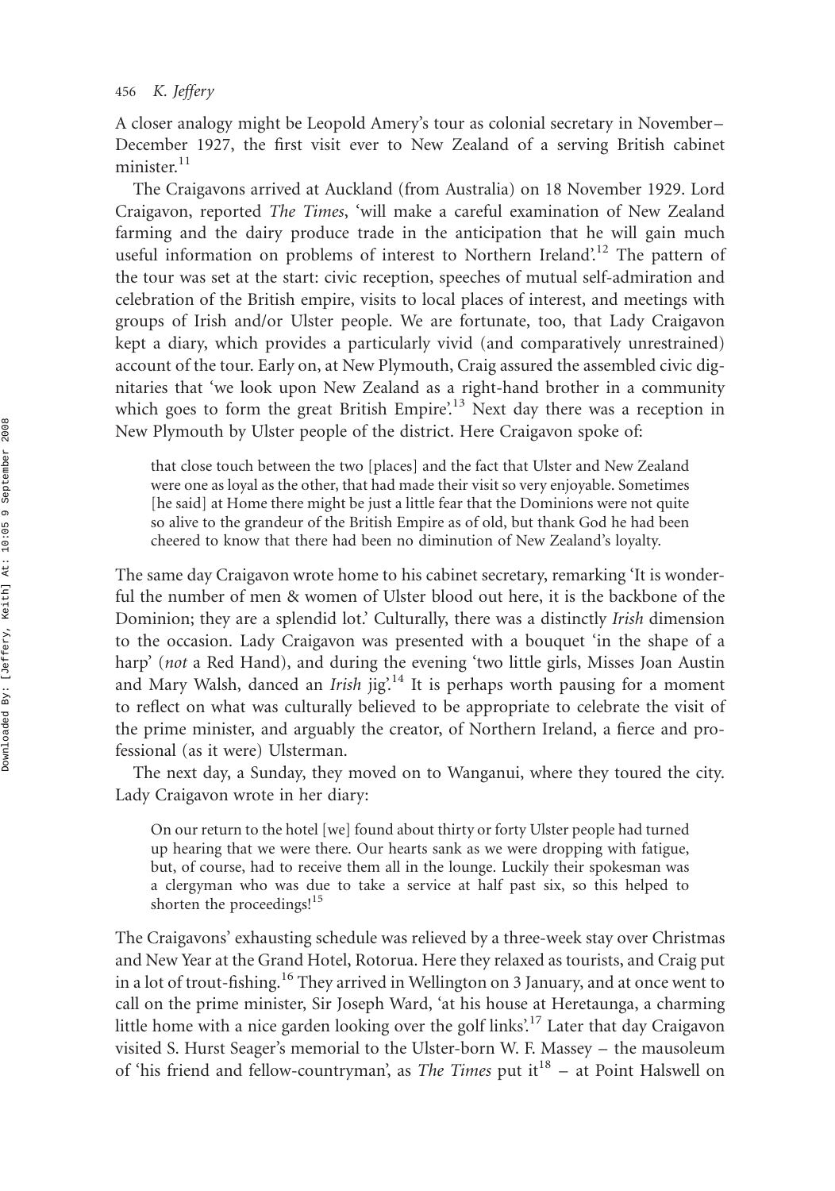A closer analogy might be Leopold Amery's tour as colonial secretary in November–December 1927, the first visit ever to New Zealand of a serving British cabinet minister.[11]

The Craigavons arrived at Auckland (from Australia) on 18 November 1929. Lord Craigavon, reported *The Times*, 'will make a careful examination of New Zealand farming and the dairy produce trade in the anticipation that he will gain much useful information on problems of interest to Northern Ireland'.[12] The pattern of the tour was set at the start: civic reception, speeches of mutual self-admiration and celebration of the British empire, visits to local places of interest, and meetings with groups of Irish and/or Ulster people. We are fortunate, too, that Lady Craigavon kept a diary, which provides a particularly vivid (and comparatively unrestrained) account of the tour. Early on, at New Plymouth, Craig assured the assembled civic dignitaries that 'we look upon New Zealand as a right-hand brother in a community which goes to form the great British Empire'.[13] Next day there was a reception in New Plymouth by Ulster people of the district. Here Craigavon spoke of:

> that close touch between the two [places] and the fact that Ulster and New Zealand were one as loyal as the other, that had made their visit so very enjoyable. Sometimes [he said] at Home there might be just a little fear that the Dominions were not quite so alive to the grandeur of the British Empire as of old, but thank God he had been cheered to know that there had been no diminution of New Zealand's loyalty.

The same day Craigavon wrote home to his cabinet secretary, remarking 'It is wonderful the number of men & women of Ulster blood out here, it is the backbone of the Dominion; they are a splendid lot.' Culturally, there was a distinctly *Irish* dimension to the occasion. Lady Craigavon was presented with a bouquet 'in the shape of a harp' (*not* a Red Hand), and during the evening 'two little girls, Misses Joan Austin and Mary Walsh, danced an *Irish* jig'.[14] It is perhaps worth pausing for a moment to reflect on what was culturally believed to be appropriate to celebrate the visit of the prime minister, and arguably the creator, of Northern Ireland, a fierce and professional (as it were) Ulsterman.

The next day, a Sunday, they moved on to Wanganui, where they toured the city. Lady Craigavon wrote in her diary:

> On our return to the hotel [we] found about thirty or forty Ulster people had turned up hearing that we were there. Our hearts sank as we were dropping with fatigue, but, of course, had to receive them all in the lounge. Luckily their spokesman was a clergyman who was due to take a service at half past six, so this helped to shorten the proceedings![15]

The Craigavons' exhausting schedule was relieved by a three-week stay over Christmas and New Year at the Grand Hotel, Rotorua. Here they relaxed as tourists, and Craig put in a lot of trout-fishing.[16] They arrived in Wellington on 3 January, and at once went to call on the prime minister, Sir Joseph Ward, 'at his house at Heretaunga, a charming little home with a nice garden looking over the golf links'.[17] Later that day Craigavon visited S. Hurst Seager's memorial to the Ulster-born W. F. Massey – the mausoleum of 'his friend and fellow-countryman', as *The Times* put it[18] – at Point Halswell on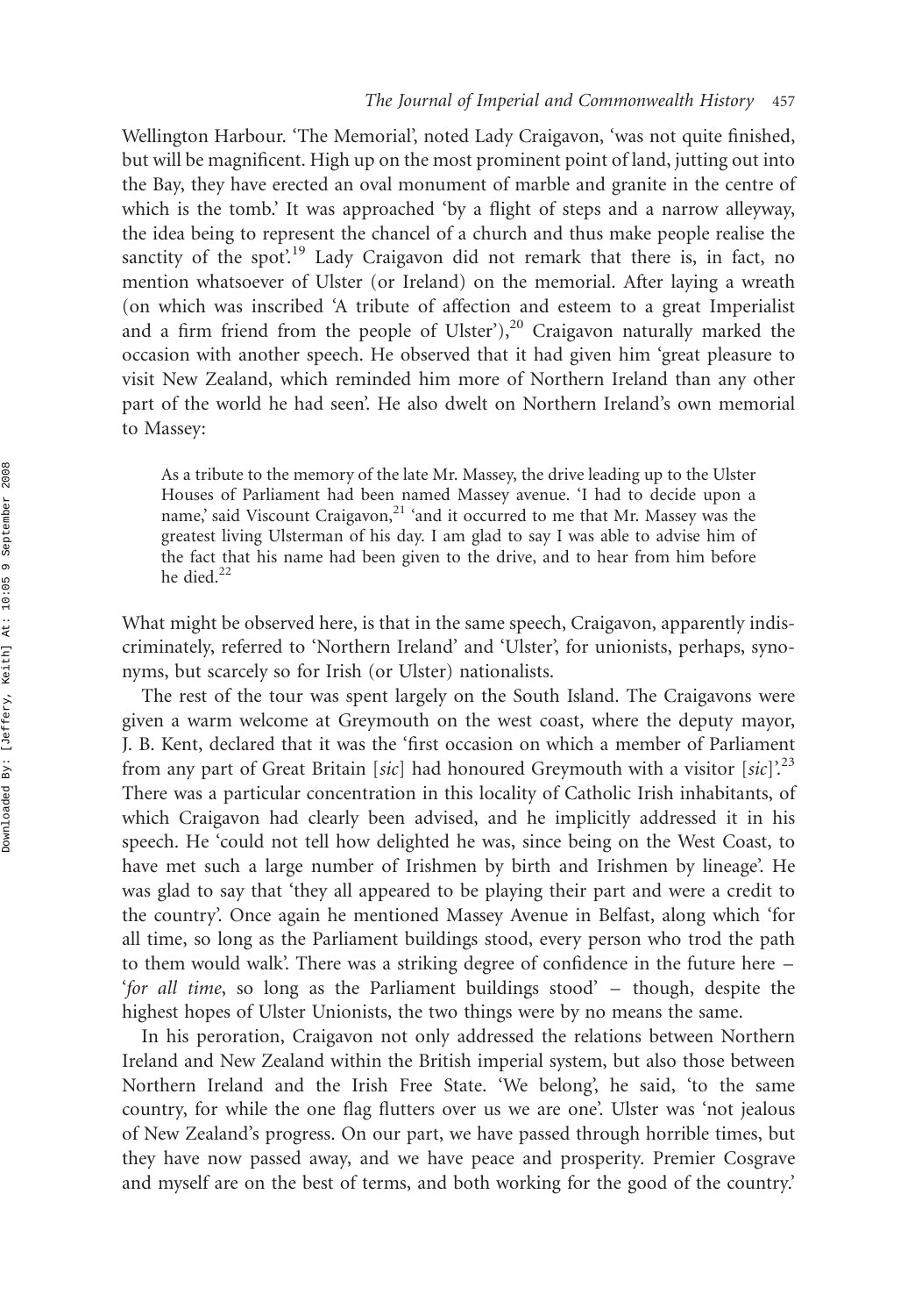Wellington Harbour. 'The Memorial', noted Lady Craigavon, 'was not quite finished, but will be magnificent. High up on the most prominent point of land, jutting out into the Bay, they have erected an oval monument of marble and granite in the centre of which is the tomb.' It was approached 'by a flight of steps and a narrow alleyway, the idea being to represent the chancel of a church and thus make people realise the sanctity of the spot'.[19] Lady Craigavon did not remark that there is, in fact, no mention whatsoever of Ulster (or Ireland) on the memorial. After laying a wreath (on which was inscribed 'A tribute of affection and esteem to a great Imperialist and a firm friend from the people of Ulster'),[20] Craigavon naturally marked the occasion with another speech. He observed that it had given him 'great pleasure to visit New Zealand, which reminded him more of Northern Ireland than any other part of the world he had seen'. He also dwelt on Northern Ireland's own memorial to Massey:

> As a tribute to the memory of the late Mr. Massey, the drive leading up to the Ulster Houses of Parliament had been named Massey avenue. 'I had to decide upon a name,' said Viscount Craigavon,[21] 'and it occurred to me that Mr. Massey was the greatest living Ulsterman of his day. I am glad to say I was able to advise him of the fact that his name had been given to the drive, and to hear from him before he died.[22]

What might be observed here, is that in the same speech, Craigavon, apparently indiscriminately, referred to 'Northern Ireland' and 'Ulster', for unionists, perhaps, synonyms, but scarcely so for Irish (or Ulster) nationalists.

The rest of the tour was spent largely on the South Island. The Craigavons were given a warm welcome at Greymouth on the west coast, where the deputy mayor, J. B. Kent, declared that it was the 'first occasion on which a member of Parliament from any part of Great Britain [*sic*] had honoured Greymouth with a visitor [*sic*]'.[23] There was a particular concentration in this locality of Catholic Irish inhabitants, of which Craigavon had clearly been advised, and he implicitly addressed it in his speech. He 'could not tell how delighted he was, since being on the West Coast, to have met such a large number of Irishmen by birth and Irishmen by lineage'. He was glad to say that 'they all appeared to be playing their part and were a credit to the country'. Once again he mentioned Massey Avenue in Belfast, along which 'for all time, so long as the Parliament buildings stood, every person who trod the path to them would walk'. There was a striking degree of confidence in the future here – '*for all time*, so long as the Parliament buildings stood' – though, despite the highest hopes of Ulster Unionists, the two things were by no means the same.

In his peroration, Craigavon not only addressed the relations between Northern Ireland and New Zealand within the British imperial system, but also those between Northern Ireland and the Irish Free State. 'We belong', he said, 'to the same country, for while the one flag flutters over us we are one'. Ulster was 'not jealous of New Zealand's progress. On our part, we have passed through horrible times, but they have now passed away, and we have peace and prosperity. Premier Cosgrave and myself are on the best of terms, and both working for the good of the country.'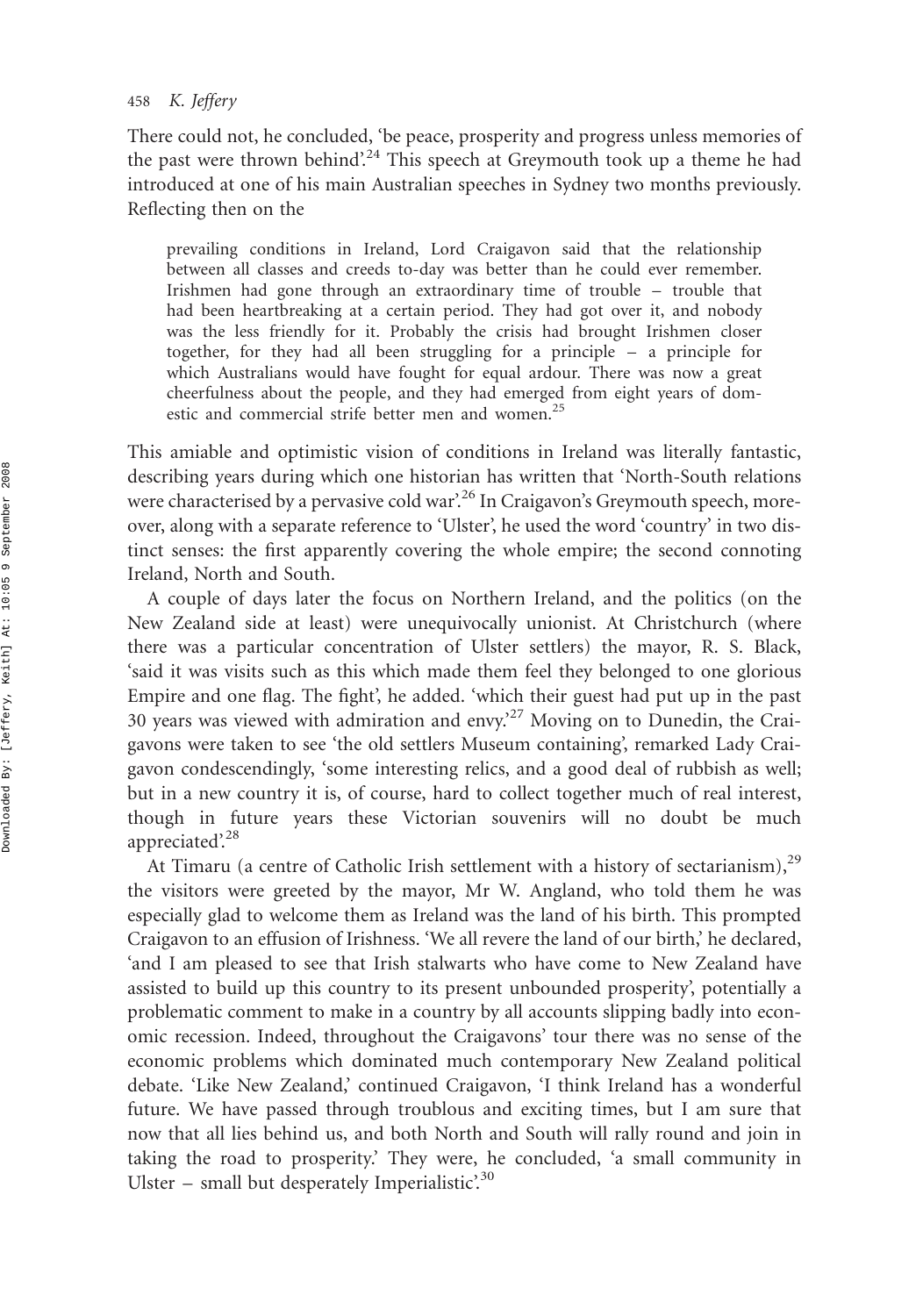There could not, he concluded, 'be peace, prosperity and progress unless memories of the past were thrown behind'.[24] This speech at Greymouth took up a theme he had introduced at one of his main Australian speeches in Sydney two months previously. Reflecting then on the

> prevailing conditions in Ireland, Lord Craigavon said that the relationship between all classes and creeds to-day was better than he could ever remember. Irishmen had gone through an extraordinary time of trouble – trouble that had been heartbreaking at a certain period. They had got over it, and nobody was the less friendly for it. Probably the crisis had brought Irishmen closer together, for they had all been struggling for a principle – a principle for which Australians would have fought for equal ardour. There was now a great cheerfulness about the people, and they had emerged from eight years of domestic and commercial strife better men and women.[25]

This amiable and optimistic vision of conditions in Ireland was literally fantastic, describing years during which one historian has written that 'North-South relations were characterised by a pervasive cold war'.[26] In Craigavon's Greymouth speech, moreover, along with a separate reference to 'Ulster', he used the word 'country' in two distinct senses: the first apparently covering the whole empire; the second connoting Ireland, North and South.

A couple of days later the focus on Northern Ireland, and the politics (on the New Zealand side at least) were unequivocally unionist. At Christchurch (where there was a particular concentration of Ulster settlers) the mayor, R. S. Black, 'said it was visits such as this which made them feel they belonged to one glorious Empire and one flag. The fight', he added. 'which their guest had put up in the past 30 years was viewed with admiration and envy.'[27] Moving on to Dunedin, the Craigavons were taken to see 'the old settlers Museum containing', remarked Lady Craigavon condescendingly, 'some interesting relics, and a good deal of rubbish as well; but in a new country it is, of course, hard to collect together much of real interest, though in future years these Victorian souvenirs will no doubt be much appreciated'.[28]

At Timaru (a centre of Catholic Irish settlement with a history of sectarianism),[29] the visitors were greeted by the mayor, Mr W. Angland, who told them he was especially glad to welcome them as Ireland was the land of his birth. This prompted Cragigavon to an effusion of Irishness. 'We all revere the land of our birth,' he declared, 'and I am pleased to see that Irish stalwarts who have come to New Zealand have assisted to build up this country to its present unbounded prosperity', potentially a problematic comment to make in a country by all accounts slipping badly into economic recession. Indeed, throughout the Craigavons' tour there was no sense of the economic problems which dominated much contemporary New Zealand political debate. 'Like New Zealand,' continued Craigavon, 'I think Ireland has a wonderful future. We have passed through troublous and exciting times, but I am sure that now that all lies behind us, and both North and South will rally round and join in taking the road to prosperity.' They were, he concluded, 'a small community in Ulster – small but desperately Imperialistic'.[30]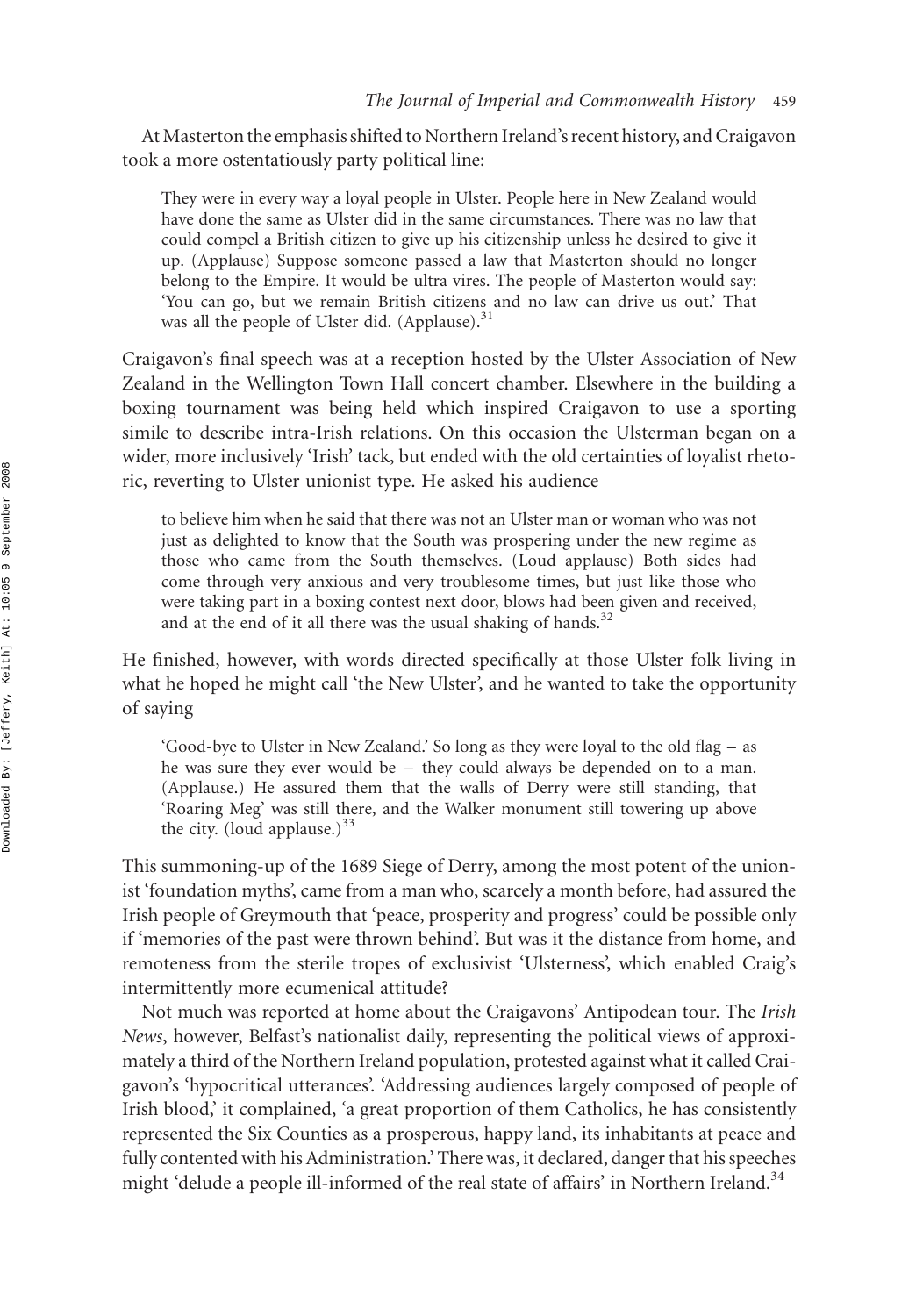At Masterton the emphasis shifted to Northern Ireland's recent history, and Craigavon took a more ostentatiously party political line:

> They were in every way a loyal people in Ulster. People here in New Zealand would have done the same as Ulster did in the same circumstances. There was no law that could compel a British citizen to give up his citizenship unless he desired to give it up. (Applause) Suppose someone passed a law that Masterton should no longer belong to the Empire. It would be ultra vires. The people of Masterton would say: 'You can go, but we remain British citizens and no law can drive us out.' That was all the people of Ulster did. (Applause).[31]

Craigavon's final speech was at a reception hosted by the Ulster Association of New Zealand in the Wellington Town Hall concert chamber. Elsewhere in the building a boxing tournament was being held which inspired Craigavon to use a sporting simile to describe intra-Irish relations. On this occasion the Ulsterman began on a wider, more inclusively 'Irish' tack, but ended with the old certainties of loyalist rhetoric, reverting to Ulster unionist type. He asked his audience

> to believe him when he said that there was not an Ulster man or woman who was not just as delighted to know that the South was prospering under the new regime as those who came from the South themselves. (Loud applause) Both sides had come through very anxious and very troublesome times, but just like those who were taking part in a boxing contest next door, blows had been given and received, and at the end of it all there was the usual shaking of hands.[32]

He finished, however, with words directed specifically at those Ulster folk living in what he hoped he might call 'the New Ulster', and he wanted to take the opportunity of saying

> 'Good-bye to Ulster in New Zealand.' So long as they were loyal to the old flag – as he was sure they ever would be – they could always be depended on to a man. (Applause.) He assured them that the walls of Derry were still standing, that 'Roaring Meg' was still there, and the Walker monument still towering up above the city. (loud applause.)[33]

This summoning-up of the 1689 Siege of Derry, among the most potent of the unionist 'foundation myths', came from a man who, scarcely a month before, had assured the Irish people of Greymouth that 'peace, prosperity and progress' could be possible only if 'memories of the past were thrown behind'. But was it the distance from home, and remoteness from the sterile tropes of exclusivist 'Ulsterness', which enabled Craig's intermittently more ecumenical attitude?

Not much was reported at home about the Craigavons' Antipodean tour. The *Irish News*, however, Belfast's nationalist daily, representing the political views of approximately a third of the Northern Ireland population, protested against what it called Craigavon's 'hypocritical utterances'. 'Addressing audiences largely composed of people of Irish blood,' it complained, 'a great proportion of them Catholics, he has consistently represented the Six Counties as a prosperous, happy land, its inhabitants at peace and fully contented with his Administration.' There was, it declared, danger that his speeches might 'delude a people ill-informed of the real state of affairs' in Northern Ireland.[34]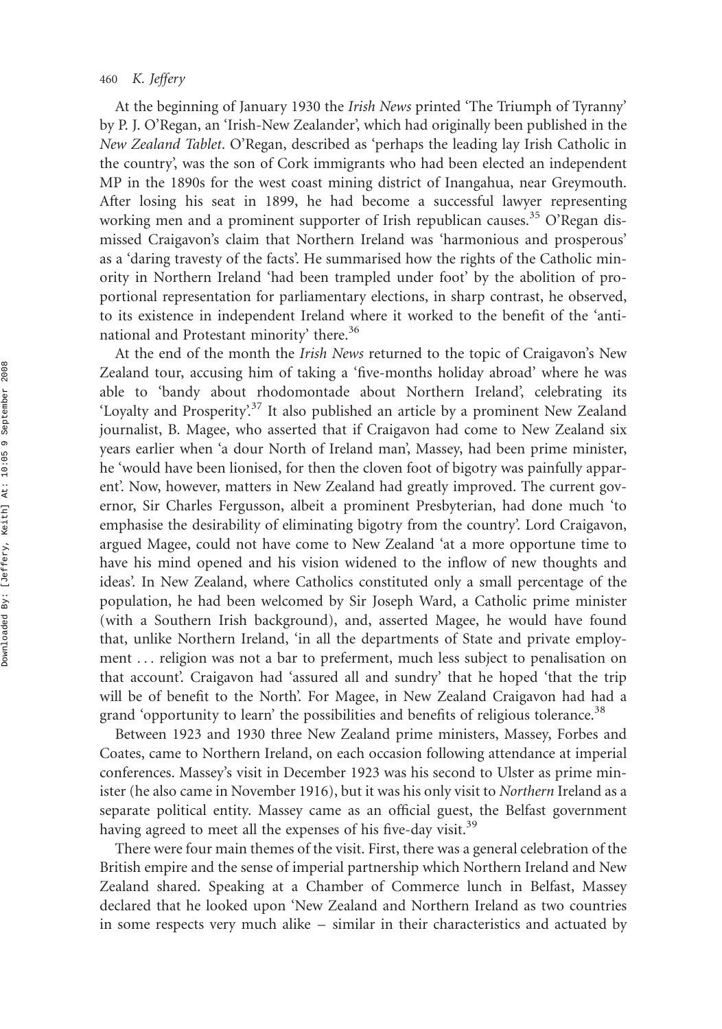At the beginning of January 1930 the *Irish News* printed 'The Triumph of Tyranny' by P. J. O'Regan, an 'Irish-New Zealander', which had originally been published in the *New Zealand Tablet*. O'Regan, described as 'perhaps the leading lay Irish Catholic in the country', was the son of Cork immigrants who had been elected an independent MP in the 1890s for the west coast mining district of Inangahua, near Greymouth. After losing his seat in 1899, he had become a successful lawyer representing working men and a prominent supporter of Irish republican causes.[35] O'Regan dismissed Craigavon's claim that Northern Ireland was 'harmonious and prosperous' as a 'daring travesty of the facts'. He summarised how the rights of the Catholic minority in Northern Ireland 'had been trampled under foot' by the abolition of proportional representation for parliamentary elections, in sharp contrast, he observed, to its existence in independent Ireland where it worked to the benefit of the 'anti-national and Protestant minority' there.[36]

At the end of the month the *Irish News* returned to the topic of Craigavon's New Zealand tour, accusing him of taking a 'five-months holiday abroad' where he was able to 'bandy about rhodomontade about Northern Ireland', celebrating its 'Loyalty and Prosperity'.[37] It also published an article by a prominent New Zealand journalist, B. Magee, who asserted that if Craigavon had come to New Zealand six years earlier when 'a dour North of Ireland man', Massey, had been prime minister, he 'would have been lionised, for then the cloven foot of bigotry was painfully apparent'. Now, however, matters in New Zealand had greatly improved. The current governor, Sir Charles Fergusson, albeit a prominent Presbyterian, had done much 'to emphasise the desirability of eliminating bigotry from the country'. Lord Craigavon, argued Magee, could not have come to New Zealand 'at a more opportune time to have his mind opened and his vision widened to the inflow of new thoughts and ideas'. In New Zealand, where Catholics constituted only a small percentage of the population, he had been welcomed by Sir Joseph Ward, a Catholic prime minister (with a Southern Irish background), and, asserted Magee, he would have found that, unlike Northern Ireland, 'in all the departments of State and private employment … religion was not a bar to preferment, much less subject to penalisation on that account'. Craigavon had 'assured all and sundry' that he hoped 'that the trip will be of benefit to the North'. For Magee, in New Zealand Craigavon had had a grand 'opportunity to learn' the possibilities and benefits of religious tolerance.[38]

Between 1923 and 1930 three New Zealand prime ministers, Massey, Forbes and Coates, came to Northern Ireland, on each occasion following attendance at imperial conferences. Massey's visit in December 1923 was his second to Ulster as prime minister (he also came in November 1916), but it was his only visit to *Northern* Ireland as a separate political entity. Massey came as an official guest, the Belfast government having agreed to meet all the expenses of his five-day visit.[39]

There were four main themes of the visit. First, there was a general celebration of the British empire and the sense of imperial partnership which Northern Ireland and New Zealand shared. Speaking at a Chamber of Commerce lunch in Belfast, Massey declared that he looked upon 'New Zealand and Northern Ireland as two countries in some respects very much alike – similar in their characteristics and actuated by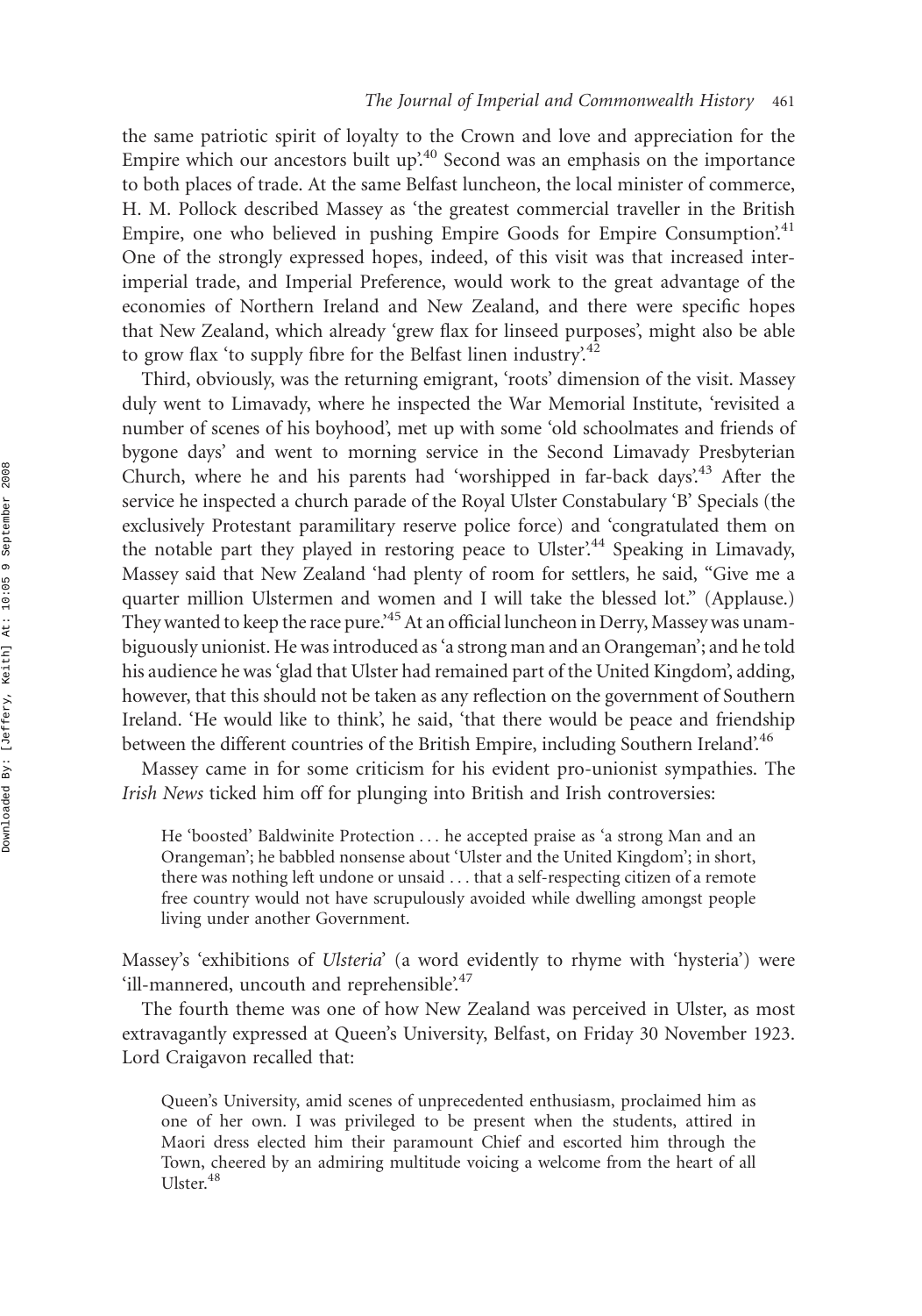the same patriotic spirit of loyalty to the Crown and love and appreciation for the Empire which our ancestors built up'.[40] Second was an emphasis on the importance to both places of trade. At the same Belfast luncheon, the local minister of commerce, H. M. Pollock described Massey as 'the greatest commercial traveller in the British Empire, one who believed in pushing Empire Goods for Empire Consumption'.[41] One of the strongly expressed hopes, indeed, of this visit was that increased inter-imperial trade, and Imperial Preference, would work to the great advantage of the economies of Northern Ireland and New Zealand, and there were specific hopes that New Zealand, which already 'grew flax for linseed purposes', might also be able to grow flax 'to supply fibre for the Belfast linen industry'.[42]

Third, obviously, was the returning emigrant, 'roots' dimension of the visit. Massey duly went to Limavady, where he inspected the War Memorial Institute, 'revisited a number of scenes of his boyhood', met up with some 'old schoolmates and friends of bygone days' and went to morning service in the Second Limavady Presbyterian Church, where he and his parents had 'worshipped in far-back days'.[43] After the service he inspected a church parade of the Royal Ulster Constabulary 'B' Specials (the exclusively Protestant paramilitary reserve police force) and 'congratulated them on the notable part they played in restoring peace to Ulster'.[44] Speaking in Limavady, Massey said that New Zealand 'had plenty of room for settlers, he said, "Give me a quarter million Ulstermen and women and I will take the blessed lot." (Applause.) They wanted to keep the race pure'.[45] At an official luncheon in Derry, Massey was unambiguously unionist. He was introduced as 'a strong man and an Orangeman'; and he told his audience he was 'glad that Ulster had remained part of the United Kingdom', adding, however, that this should not be taken as any reflection on the government of Southern Ireland. 'He would like to think', he said, 'that there would be peace and friendship between the different countries of the British Empire, including Southern Ireland'.[46]

Massey came in for some criticism for his evident pro-unionist sympathies. The *Irish News* ticked him off for plunging into British and Irish controversies:

> He 'boosted' Baldwinite Protection . . . he accepted praise as 'a strong Man and an Orangeman'; he babbled nonsense about 'Ulster and the United Kingdom'; in short, there was nothing left undone or unsaid . . . that a self-respecting citizen of a remote free country would not have scrupulously avoided while dwelling amongst people living under another Government.

Massey's 'exhibitions of *Ulsteria*' (a word evidently to rhyme with 'hysteria') were 'ill-mannered, uncouth and reprehensible'.[47]

The fourth theme was one of how New Zealand was perceived in Ulster, as most extravagantly expressed at Queen's University, Belfast, on Friday 30 November 1923. Lord Craigavon recalled that:

> Queen's University, amid scenes of unprecedented enthusiasm, proclaimed him as one of her own. I was privileged to be present when the students, attired in Maori dress elected him their paramount Chief and escorted him through the Town, cheered by an admiring multitude voicing a welcome from the heart of all Ulster.[48]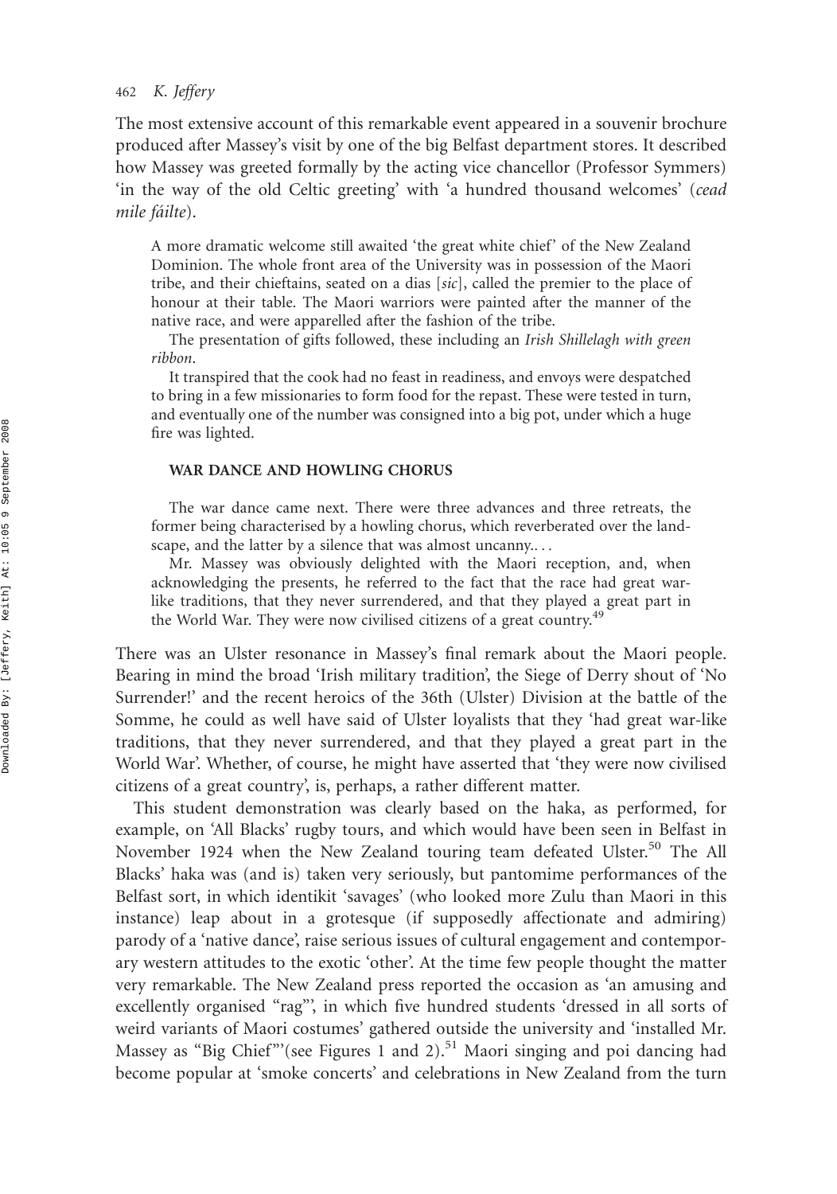The most extensive account of this remarkable event appeared in a souvenir brochure produced after Massey's visit by one of the big Belfast department stores. It described how Massey was greeted formally by the acting vice chancellor (Professor Symmers) 'in the way of the old Celtic greeting' with 'a hundred thousand welcomes' (*cead mile fáilte*).

> A more dramatic welcome still awaited 'the great white chief' of the New Zealand Dominion. The whole front area of the University was in possession of the Maori tribe, and their chieftains, seated on a dias [*sic*], called the premier to the place of honour at their table. The Maori warriors were painted after the manner of the native race, and were apparelled after the fashion of the tribe.
>
> The presentation of gifts followed, these including an *Irish Shillelagh with green ribbon*.
>
> It transpired that the cook had no feast in readiness, and envoys were despatched to bring in a few missionaries to form food for the repast. These were tested in turn, and eventually one of the number was consigned into a big pot, under which a huge fire was lighted.
>
> **WAR DANCE AND HOWLING CHORUS**
>
> The war dance came next. There were three advances and three retreats, the former being characterised by a howling chorus, which reverberated over the landscape, and the latter by a silence that was almost uncanny.. . .
>
> Mr. Massey was obviously delighted with the Maori reception, and, when acknowledging the presents, he referred to the fact that the race had great warlike traditions, that they never surrendered, and that they played a great part in the World War. They were now civilised citizens of a great country.[49]

There was an Ulster resonance in Massey's final remark about the Maori people. Bearing in mind the broad 'Irish military tradition', the Siege of Derry shout of 'No Surrender!' and the recent heroics of the 36th (Ulster) Division at the battle of the Somme, he could as well have said of Ulster loyalists that they 'had great war-like traditions, that they never surrendered, and that they played a great part in the World War'. Whether, of course, he might have asserted that 'they were now civilised citizens of a great country', is, perhaps, a rather different matter.

This student demonstration was clearly based on the haka, as performed, for example, on 'All Blacks' rugby tours, and which would have been seen in Belfast in November 1924 when the New Zealand touring team defeated Ulster.[50] The All Blacks' haka was (and is) taken very seriously, but pantomime performances of the Belfast sort, in which identikit 'savages' (who looked more Zulu than Maori in this instance) leap about in a grotesque (if supposedly affectionate and admiring) parody of a 'native dance', raise serious issues of cultural engagement and contemporary western attitudes to the exotic 'other'. At the time few people thought the matter very remarkable. The New Zealand press reported the occasion as 'an amusing and excellently organised "rag"', in which five hundred students 'dressed in all sorts of weird variants of Maori costumes' gathered outside the university and 'installed Mr. Massey as "Big Chief"'(see Figures 1 and 2).[51] Maori singing and poi dancing had become popular at 'smoke concerts' and celebrations in New Zealand from the turn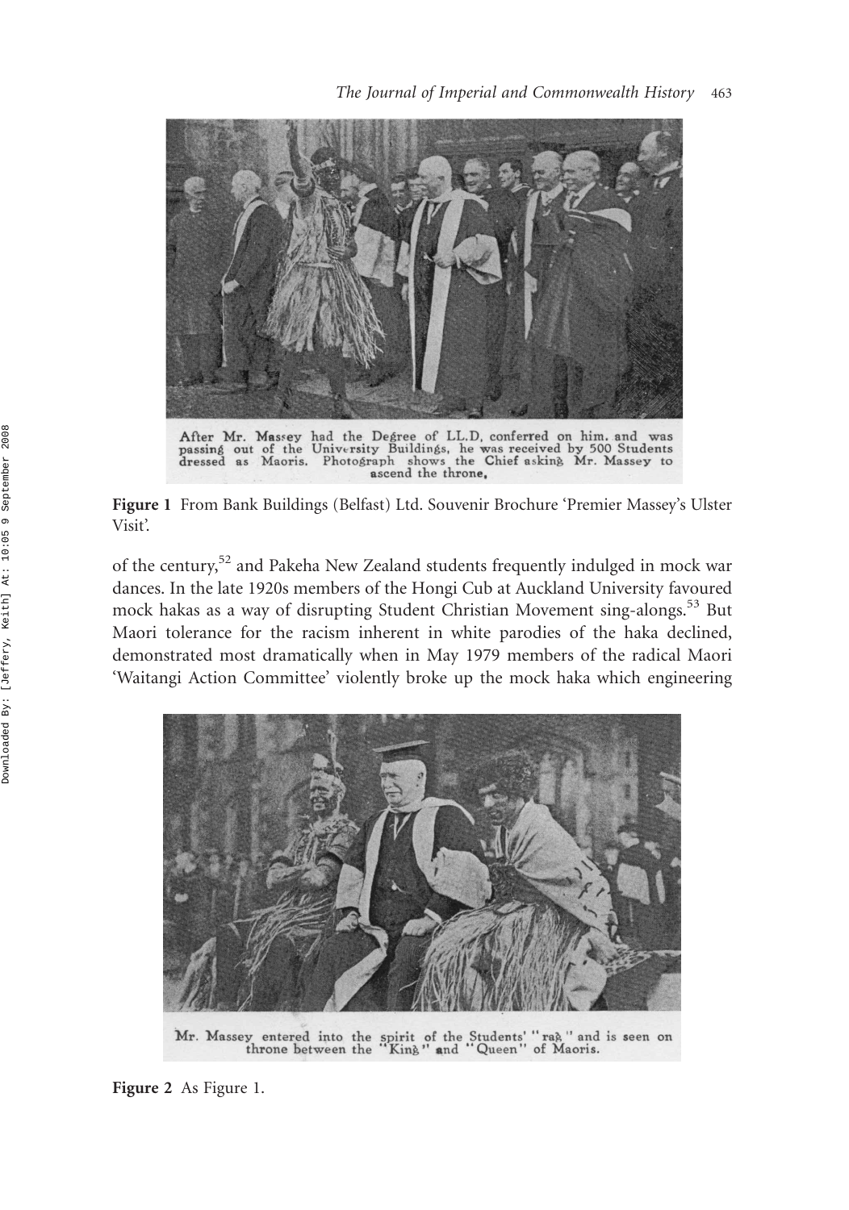After Mr. Massey had the Degree of LL.D, conferred on him, and was passing out of the University Buildings, he was received by 500 Students dressed as Maoris. Photograph shows the Chief asking Mr. Massey to ascend the throne.

**Figure 1** From Bank Buildings (Belfast) Ltd. Souvenir Brochure 'Premier Massey's Ulster Visit'.

of the century,[52] and Pakeha New Zealand students frequently indulged in mock war dances. In the late 1920s members of the Hongi Cub at Auckland University favoured mock hakas as a way of disrupting Student Christian Movement sing-alongs.[53] But Maori tolerance for the racism inherent in white parodies of the haka declined, demonstrated most dramatically when in May 1979 members of the radical Maori 'Waitangi Action Committee' violently broke up the mock haka which engineering

Mr. Massey entered into the spirit of the Students' "rag" and is seen on throne between the "King" and "Queen" of Maoris.

**Figure 2** As Figure 1.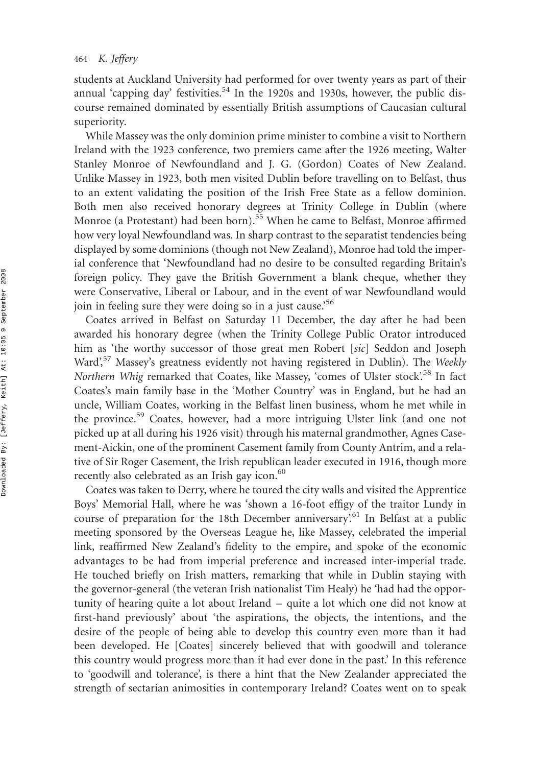students at Auckland University had performed for over twenty years as part of their annual 'capping day' festivities.[54] In the 1920s and 1930s, however, the public discourse remained dominated by essentially British assumptions of Caucasian cultural superiority.

While Massey was the only dominion prime minister to combine a visit to Northern Ireland with the 1923 conference, two premiers came after the 1926 meeting, Walter Stanley Monroe of Newfoundland and J. G. (Gordon) Coates of New Zealand. Unlike Massey in 1923, both men visited Dublin before travelling on to Belfast, thus to an extent validating the position of the Irish Free State as a fellow dominion. Both men also received honorary degrees at Trinity College in Dublin (where Monroe (a Protestant) had been born).[55] When he came to Belfast, Monroe affirmed how very loyal Newfoundland was. In sharp contrast to the separatist tendencies being displayed by some dominions (though not New Zealand), Monroe had told the imperial conference that 'Newfoundland had no desire to be consulted regarding Britain's foreign policy. They gave the British Government a blank cheque, whether they were Conservative, Liberal or Labour, and in the event of war Newfoundland would join in feeling sure they were doing so in a just cause.'[56]

Coates arrived in Belfast on Saturday 11 December, the day after he had been awarded his honorary degree (when the Trinity College Public Orator introduced him as 'the worthy successor of those great men Robert [*sic*] Seddon and Joseph Ward',[57] Massey's greatness evidently not having registered in Dublin). The *Weekly Northern Whig* remarked that Coates, like Massey, 'comes of Ulster stock'.[58] In fact Coates's main family base in the 'Mother Country' was in England, but he had an uncle, William Coates, working in the Belfast linen business, whom he met while in the province.[59] Coates, however, had a more intriguing Ulster link (and one not picked up at all during his 1926 visit) through his maternal grandmother, Agnes Casement-Aickin, one of the prominent Casement family from County Antrim, and a relative of Sir Roger Casement, the Irish republican leader executed in 1916, though more recently also celebrated as an Irish gay icon.[60]

Coates was taken to Derry, where he toured the city walls and visited the Apprentice Boys' Memorial Hall, where he was 'shown a 16-foot effigy of the traitor Lundy in course of preparation for the 18th December anniversary'.[61] In Belfast at a public meeting sponsored by the Overseas League he, like Massey, celebrated the imperial link, reaffirmed New Zealand's fidelity to the empire, and spoke of the economic advantages to be had from imperial preference and increased inter-imperial trade. He touched briefly on Irish matters, remarking that while in Dublin staying with the governor-general (the veteran Irish nationalist Tim Healy) he 'had had the opportunity of hearing quite a lot about Ireland – quite a lot which one did not know at first-hand previously' about 'the aspirations, the objects, the intentions, and the desire of the people of being able to develop this country even more than it had been developed. He [Coates] sincerely believed that with goodwill and tolerance this country would progress more than it had ever done in the past.' In this reference to 'goodwill and tolerance', is there a hint that the New Zealander appreciated the strength of sectarian animosities in contemporary Ireland? Coates went on to speak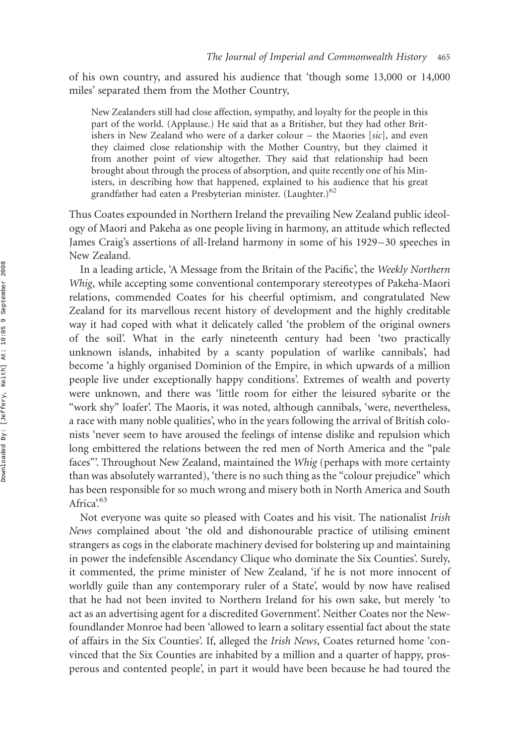of his own country, and assured his audience that 'though some 13,000 or 14,000 miles' separated them from the Mother Country,

> New Zealanders still had close affection, sympathy, and loyalty for the people in this part of the world. (Applause.) He said that as a Britisher, but they had other Britishers in New Zealand who were of a darker colour – the Maories [*sic*], and even they claimed close relationship with the Mother Country, but they claimed it from another point of view altogether. They said that relationship had been brought about through the process of absorption, and quite recently one of his Ministers, in describing how that happened, explained to his audience that his great grandfather had eaten a Presbyterian minister. (Laughter.)[62]

Thus Coates expounded in Northern Ireland the prevailing New Zealand public ideology of Maori and Pakeha as one people living in harmony, an attitude which reflected James Craig's assertions of all-Ireland harmony in some of his 1929–30 speeches in New Zealand.

In a leading article, 'A Message from the Britain of the Pacific', the *Weekly Northern Whig*, while accepting some conventional contemporary stereotypes of Pakeha-Maori relations, commended Coates for his cheerful optimism, and congratulated New Zealand for its marvellous recent history of development and the highly creditable way it had coped with what it delicately called 'the problem of the original owners of the soil'. What in the early nineteenth century had been 'two practically unknown islands, inhabited by a scanty population of warlike cannibals', had become 'a highly organised Dominion of the Empire, in which upwards of a million people live under exceptionally happy conditions'. Extremes of wealth and poverty were unknown, and there was 'little room for either the leisured sybarite or the "work shy" loafer'. The Maoris, it was noted, although cannibals, 'were, nevertheless, a race with many noble qualities', who in the years following the arrival of British colonists 'never seem to have aroused the feelings of intense dislike and repulsion which long embittered the relations between the red men of North America and the "pale faces"'. Throughout New Zealand, maintained the *Whig* (perhaps with more certainty than was absolutely warranted), 'there is no such thing as the "colour prejudice" which has been responsible for so much wrong and misery both in North America and South Africa'.[63]

Not everyone was quite so pleased with Coates and his visit. The nationalist *Irish News* complained about 'the old and dishonourable practice of utilising eminent strangers as cogs in the elaborate machinery devised for bolstering up and maintaining in power the indefensible Ascendancy Clique who dominate the Six Counties'. Surely, it commented, the prime minister of New Zealand, 'if he is not more innocent of worldly guile than any contemporary ruler of a State', would by now have realised that he had not been invited to Northern Ireland for his own sake, but merely 'to act as an advertising agent for a discredited Government'. Neither Coates nor the Newfoundlander Monroe had been 'allowed to learn a solitary essential fact about the state of affairs in the Six Counties'. If, alleged the *Irish News*, Coates returned home 'convinced that the Six Counties are inhabited by a million and a quarter of happy, prosperous and contented people', in part it would have been because he had toured the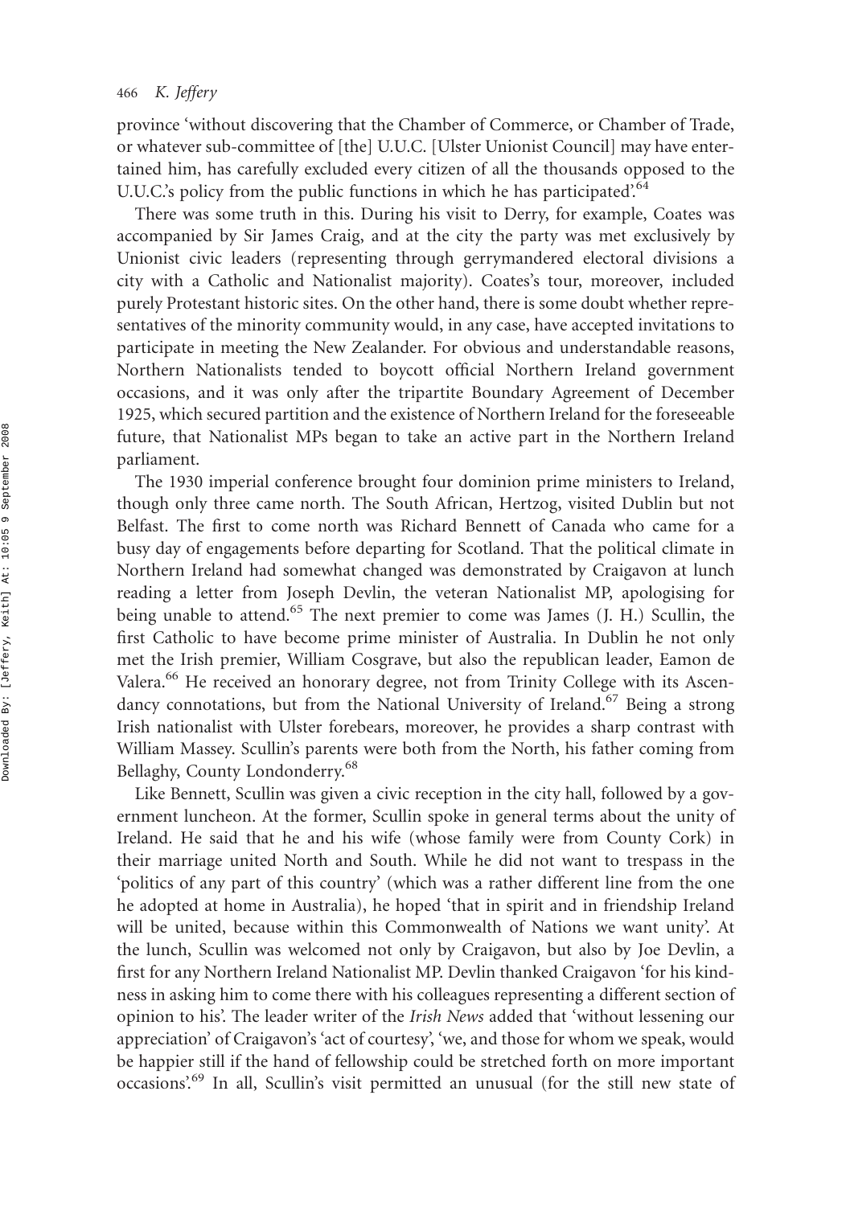province 'without discovering that the Chamber of Commerce, or Chamber of Trade, or whatever sub-committee of [the] U.U.C. [Ulster Unionist Council] may have entertained him, has carefully excluded every citizen of all the thousands opposed to the U.U.C.'s policy from the public functions in which he has participated'.[64]

There was some truth in this. During his visit to Derry, for example, Coates was accompanied by Sir James Craig, and at the city the party was met exclusively by Unionist civic leaders (representing through gerrymandered electoral divisions a city with a Catholic and Nationalist majority). Coates's tour, moreover, included purely Protestant historic sites. On the other hand, there is some doubt whether representatives of the minority community would, in any case, have accepted invitations to participate in meeting the New Zealander. For obvious and understandable reasons, Northern Nationalists tended to boycott official Northern Ireland government occasions, and it was only after the tripartite Boundary Agreement of December 1925, which secured partition and the existence of Northern Ireland for the foreseeable future, that Nationalist MPs began to take an active part in the Northern Ireland parliament.

The 1930 imperial conference brought four dominion prime ministers to Ireland, though only three came north. The South African, Hertzog, visited Dublin but not Belfast. The first to come north was Richard Bennett of Canada who came for a busy day of engagements before departing for Scotland. That the political climate in Northern Ireland had somewhat changed was demonstrated by Craigavon at lunch reading a letter from Joseph Devlin, the veteran Nationalist MP, apologising for being unable to attend.[65] The next premier to come was James (J. H.) Scullin, the first Catholic to have become prime minister of Australia. In Dublin he not only met the Irish premier, William Cosgrave, but also the republican leader, Eamon de Valera.[66] He received an honorary degree, not from Trinity College with its Ascendancy connotations, but from the National University of Ireland.[67] Being a strong Irish nationalist with Ulster forebears, moreover, he provides a sharp contrast with William Massey. Scullin's parents were both from the North, his father coming from Bellaghy, County Londonderry.[68]

Like Bennett, Scullin was given a civic reception in the city hall, followed by a government luncheon. At the former, Scullin spoke in general terms about the unity of Ireland. He said that he and his wife (whose family were from County Cork) in their marriage united North and South. While he did not want to trespass in the 'politics of any part of this country' (which was a rather different line from the one he adopted at home in Australia), he hoped 'that in spirit and in friendship Ireland will be united, because within this Commonwealth of Nations we want unity'. At the lunch, Scullin was welcomed not only by Craigavon, but also by Joe Devlin, a first for any Northern Ireland Nationalist MP. Devlin thanked Craigavon 'for his kindness in asking him to come there with his colleagues representing a different section of opinion to his'. The leader writer of the *Irish News* added that 'without lessening our appreciation' of Craigavon's 'act of courtesy', 'we, and those for whom we speak, would be happier still if the hand of fellowship could be stretched forth on more important occasions'.[69] In all, Scullin's visit permitted an unusual (for the still new state of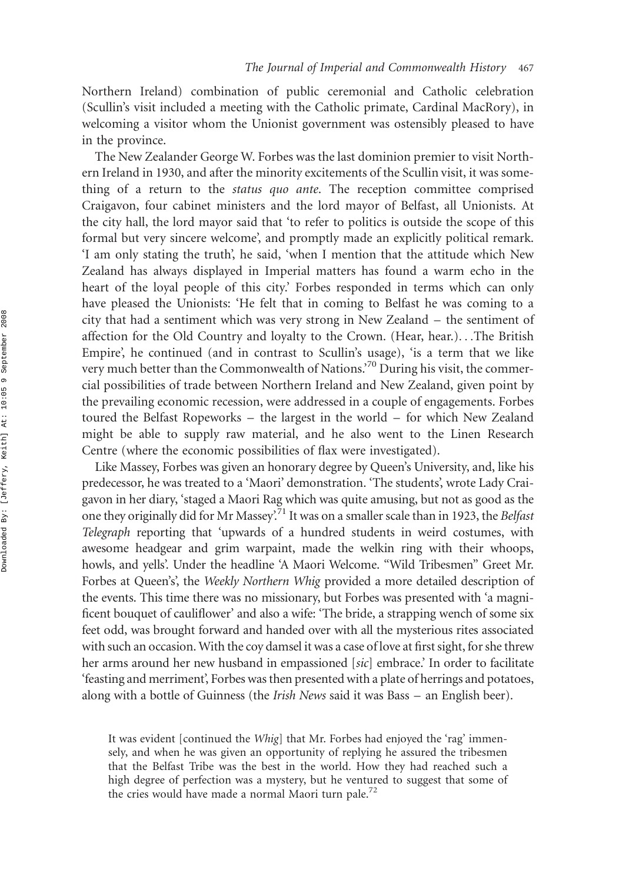Northern Ireland) combination of public ceremonial and Catholic celebration (Scullin's visit included a meeting with the Catholic primate, Cardinal MacRory), in welcoming a visitor whom the Unionist government was ostensibly pleased to have in the province.

The New Zealander George W. Forbes was the last dominion premier to visit Northern Ireland in 1930, and after the minority excitements of the Scullin visit, it was something of a return to the *status quo ante*. The reception committee comprised Craigavon, four cabinet ministers and the lord mayor of Belfast, all Unionists. At the city hall, the lord mayor said that 'to refer to politics is outside the scope of this formal but very sincere welcome', and promptly made an explicitly political remark. 'I am only stating the truth', he said, 'when I mention that the attitude which New Zealand has always displayed in Imperial matters has found a warm echo in the heart of the loyal people of this city.' Forbes responded in terms which can only have pleased the Unionists: 'He felt that in coming to Belfast he was coming to a city that had a sentiment which was very strong in New Zealand – the sentiment of affection for the Old Country and loyalty to the Crown. (Hear, hear.)...The British Empire', he continued (and in contrast to Scullin's usage), 'is a term that we like very much better than the Commonwealth of Nations.'[70] During his visit, the commercial possibilities of trade between Northern Ireland and New Zealand, given point by the prevailing economic recession, were addressed in a couple of engagements. Forbes toured the Belfast Ropeworks – the largest in the world – for which New Zealand might be able to supply raw material, and he also went to the Linen Research Centre (where the economic possibilities of flax were investigated).

Like Massey, Forbes was given an honorary degree by Queen's University, and, like his predecessor, he was treated to a 'Maori' demonstration. 'The students', wrote Lady Craigavon in her diary, 'staged a Maori Rag which was quite amusing, but not as good as the one they originally did for Mr Massey'.[71] It was on a smaller scale than in 1923, the *Belfast Telegraph* reporting that 'upwards of a hundred students in weird costumes, with awesome headgear and grim warpaint, made the welkin ring with their whoops, howls, and yells'. Under the headline 'A Maori Welcome. "Wild Tribesmen" Greet Mr. Forbes at Queen's', the *Weekly Northern Whig* provided a more detailed description of the events. This time there was no missionary, but Forbes was presented with 'a magnificent bouquet of cauliflower' and also a wife: 'The bride, a strapping wench of some six feet odd, was brought forward and handed over with all the mysterious rites associated with such an occasion. With the coy damsel it was a case of love at first sight, for she threw her arms around her new husband in empassioned [*sic*] embrace.' In order to facilitate 'feasting and merriment', Forbes was then presented with a plate of herrings and potatoes, along with a bottle of Guinness (the *Irish News* said it was Bass – an English beer).

> It was evident [continued the *Whig*] that Mr. Forbes had enjoyed the 'rag' immensely, and when he was given an opportunity of replying he assured the tribesmen that the Belfast Tribe was the best in the world. How they had reached such a high degree of perfection was a mystery, but he ventured to suggest that some of the cries would have made a normal Maori turn pale.[72]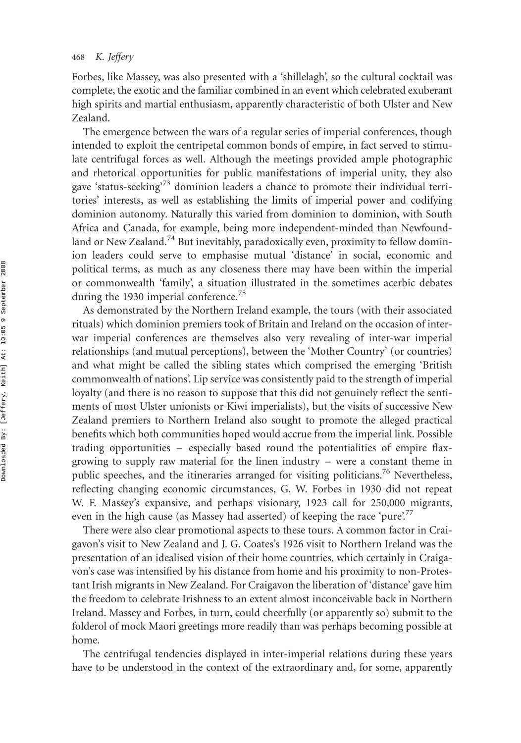Forbes, like Massey, was also presented with a 'shillelagh', so the cultural cocktail was complete, the exotic and the familiar combined in an event which celebrated exuberant high spirits and martial enthusiasm, apparently characteristic of both Ulster and New Zealand.

The emergence between the wars of a regular series of imperial conferences, though intended to exploit the centripetal common bonds of empire, in fact served to stimulate centrifugal forces as well. Although the meetings provided ample photographic and rhetorical opportunities for public manifestations of imperial unity, they also gave 'status-seeking'[73] dominion leaders a chance to promote their individual territories' interests, as well as establishing the limits of imperial power and codifying dominion autonomy. Naturally this varied from dominion to dominion, with South Africa and Canada, for example, being more independent-minded than Newfoundland or New Zealand.[74] But inevitably, paradoxically even, proximity to fellow dominion leaders could serve to emphasise mutual 'distance' in social, economic and political terms, as much as any closeness there may have been within the imperial or commonwealth 'family', a situation illustrated in the sometimes acerbic debates during the 1930 imperial conference.[75]

As demonstrated by the Northern Ireland example, the tours (with their associated rituals) which dominion premiers took of Britain and Ireland on the occasion of inter-war imperial conferences are themselves also very revealing of inter-war imperial relationships (and mutual perceptions), between the 'Mother Country' (or countries) and what might be called the sibling states which comprised the emerging 'British commonwealth of nations'. Lip service was consistently paid to the strength of imperial loyalty (and there is no reason to suppose that this did not genuinely reflect the sentiments of most Ulster unionists or Kiwi imperialists), but the visits of successive New Zealand premiers to Northern Ireland also sought to promote the alleged practical benefits which both communities hoped would accrue from the imperial link. Possible trading opportunities – especially based round the potentialities of empire flax-growing to supply raw material for the linen industry – were a constant theme in public speeches, and the itineraries arranged for visiting politicians.[76] Nevertheless, reflecting changing economic circumstances, G. W. Forbes in 1930 did not repeat W. F. Massey's expansive, and perhaps visionary, 1923 call for 250,000 migrants, even in the high cause (as Massey had asserted) of keeping the race 'pure'.[77]

There were also clear promotional aspects to these tours. A common factor in Craigavon's visit to New Zealand and J. G. Coates's 1926 visit to Northern Ireland was the presentation of an idealised vision of their home countries, which certainly in Craigavon's case was intensified by his distance from home and his proximity to non-Protestant Irish migrants in New Zealand. For Craigavon the liberation of 'distance' gave him the freedom to celebrate Irishness to an extent almost inconceivable back in Northern Ireland. Massey and Forbes, in turn, could cheerfully (or apparently so) submit to the folderol of mock Maori greetings more readily than was perhaps becoming possible at home.

The centrifugal tendencies displayed in inter-imperial relations during these years have to be understood in the context of the extraordinary and, for some, apparently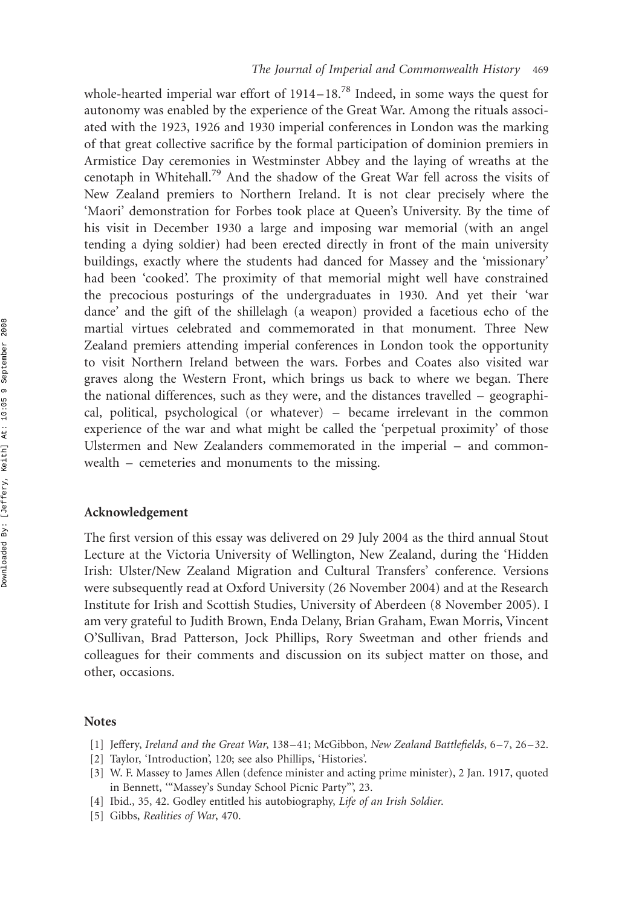whole-hearted imperial war effort of 1914–18.[78] Indeed, in some ways the quest for autonomy was enabled by the experience of the Great War. Among the rituals associated with the 1923, 1926 and 1930 imperial conferences in London was the marking of that great collective sacrifice by the formal participation of dominion premiers in Armistice Day ceremonies in Westminster Abbey and the laying of wreaths at the cenotaph in Whitehall.[79] And the shadow of the Great War fell across the visits of New Zealand premiers to Northern Ireland. It is not clear precisely where the 'Maori' demonstration for Forbes took place at Queen's University. By the time of his visit in December 1930 a large and imposing war memorial (with an angel tending a dying soldier) had been erected directly in front of the main university buildings, exactly where the students had danced for Massey and the 'missionary' had been 'cooked'. The proximity of that memorial might well have constrained the precocious posturings of the undergraduates in 1930. And yet their 'war dance' and the gift of the shillelagh (a weapon) provided a facetious echo of the martial virtues celebrated and commemorated in that monument. Three New Zealand premiers attending imperial conferences in London took the opportunity to visit Northern Ireland between the wars. Forbes and Coates also visited war graves along the Western Front, which brings us back to where we began. There the national differences, such as they were, and the distances travelled – geographical, political, psychological (or whatever) – became irrelevant in the common experience of the war and what might be called the 'perpetual proximity' of those Ulstermen and New Zealanders commemorated in the imperial – and commonwealth – cemeteries and monuments to the missing.

## Acknowledgement

The first version of this essay was delivered on 29 July 2004 as the third annual Stout Lecture at the Victoria University of Wellington, New Zealand, during the 'Hidden Irish: Ulster/New Zealand Migration and Cultural Transfers' conference. Versions were subsequently read at Oxford University (26 November 2004) and at the Research Institute for Irish and Scottish Studies, University of Aberdeen (8 November 2005). I am very grateful to Judith Brown, Enda Delany, Brian Graham, Ewan Morris, Vincent O'Sullivan, Brad Patterson, Jock Phillips, Rory Sweetman and other friends and colleagues for their comments and discussion on its subject matter on those, and other, occasions.

## Notes

[1] Jeffery, *Ireland and the Great War*, 138–41; McGibbon, *New Zealand Battlefields*, 6–7, 26–32.

[2] Taylor, 'Introduction', 120; see also Phillips, 'Histories'.

[3] W. F. Massey to James Allen (defence minister and acting prime minister), 2 Jan. 1917, quoted in Bennett, '"Massey's Sunday School Picnic Party"', 23.

[4] Ibid., 35, 42. Godley entitled his autobiography, *Life of an Irish Soldier*.

[5] Gibbs, *Realities of War*, 470.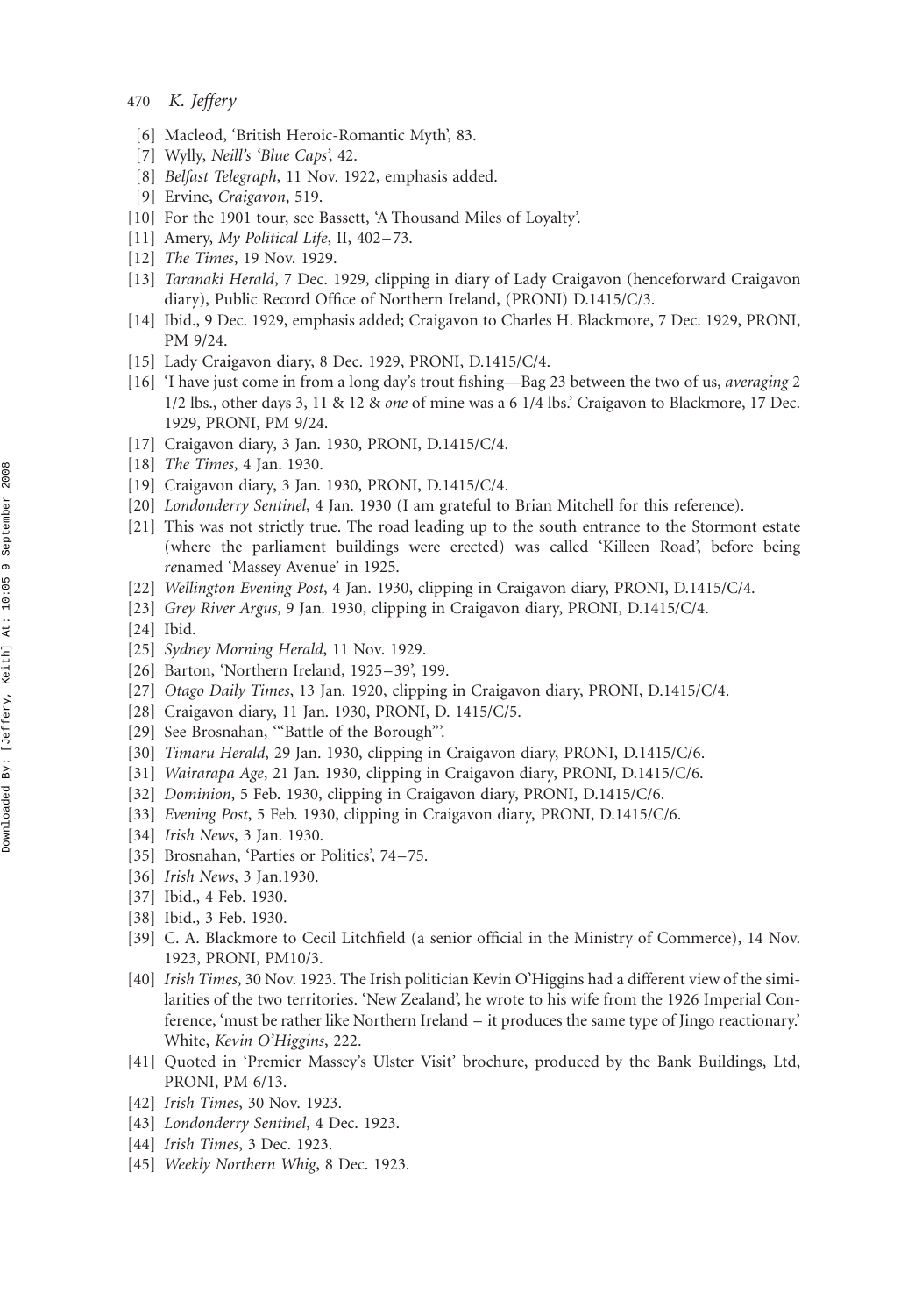[6] Macleod, 'British Heroic-Romantic Myth', 83.

[7] Wylly, *Neill's 'Blue Caps'*, 42.

[8] *Belfast Telegraph*, 11 Nov. 1922, emphasis added.

[9] Ervine, *Craigavon*, 519.

[10] For the 1901 tour, see Bassett, 'A Thousand Miles of Loyalty'.

[11] Amery, *My Political Life*, II, 402–73.

[12] *The Times*, 19 Nov. 1929.

[13] *Taranaki Herald*, 7 Dec. 1929, clipping in diary of Lady Craigavon (henceforward Craigavon diary), Public Record Office of Northern Ireland, (PRONI) D.1415/C/3.

[14] Ibid., 9 Dec. 1929, emphasis added; Craigavon to Charles H. Blackmore, 7 Dec. 1929, PRONI, PM 9/24.

[15] Lady Craigavon diary, 8 Dec. 1929, PRONI, D.1415/C/4.

[16] 'I have just come in from a long day's trout fishing—Bag 23 between the two of us, *averaging* 2 1/2 lbs., other days 3, 11 & 12 & *one* of mine was a 6 1/4 lbs.' Craigavon to Blackmore, 17 Dec. 1929, PRONI, PM 9/24.

[17] Craigavon diary, 3 Jan. 1930, PRONI, D.1415/C/4.

[18] *The Times*, 4 Jan. 1930.

[19] Craigavon diary, 3 Jan. 1930, PRONI, D.1415/C/4.

[20] *Londonderry Sentinel*, 4 Jan. 1930 (I am grateful to Brian Mitchell for this reference).

[21] This was not strictly true. The road leading up to the south entrance to the Stormont estate (where the parliament buildings were erected) was called 'Killeen Road', before being *re*named 'Massey Avenue' in 1925.

[22] *Wellington Evening Post*, 4 Jan. 1930, clipping in Craigavon diary, PRONI, D.1415/C/4.

[23] *Grey River Argus*, 9 Jan. 1930, clipping in Craigavon diary, PRONI, D.1415/C/4.

[24] Ibid.

[25] *Sydney Morning Herald*, 11 Nov. 1929.

[26] Barton, 'Northern Ireland, 1925–39', 199.

[27] *Otago Daily Times*, 13 Jan. 1920, clipping in Craigavon diary, PRONI, D.1415/C/4.

[28] Craigavon diary, 11 Jan. 1930, PRONI, D. 1415/C/5.

[29] See Brosnahan, '"Battle of the Borough"'.

[30] *Timaru Herald*, 29 Jan. 1930, clipping in Craigavon diary, PRONI, D.1415/C/6.

[31] *Wairarapa Age*, 21 Jan. 1930, clipping in Craigavon diary, PRONI, D.1415/C/6.

[32] *Dominion*, 5 Feb. 1930, clipping in Craigavon diary, PRONI, D.1415/C/6.

[33] *Evening Post*, 5 Feb. 1930, clipping in Craigavon diary, PRONI, D.1415/C/6.

[34] *Irish News*, 3 Jan. 1930.

[35] Brosnahan, 'Parties or Politics', 74–75.

[36] *Irish News*, 3 Jan.1930.

[37] Ibid., 4 Feb. 1930.

[38] Ibid., 3 Feb. 1930.

[39] C. A. Blackmore to Cecil Litchfield (a senior official in the Ministry of Commerce), 14 Nov. 1923, PRONI, PM10/3.

[40] *Irish Times*, 30 Nov. 1923. The Irish politician Kevin O'Higgins had a different view of the similarities of the two territories. 'New Zealand', he wrote to his wife from the 1926 Imperial Conference, 'must be rather like Northern Ireland – it produces the same type of Jingo reactionary.' White, *Kevin O'Higgins*, 222.

[41] Quoted in 'Premier Massey's Ulster Visit' brochure, produced by the Bank Buildings, Ltd, PRONI, PM 6/13.

[42] *Irish Times*, 30 Nov. 1923.

[43] *Londonderry Sentinel*, 4 Dec. 1923.

[44] *Irish Times*, 3 Dec. 1923.

[45] *Weekly Northern Whig*, 8 Dec. 1923.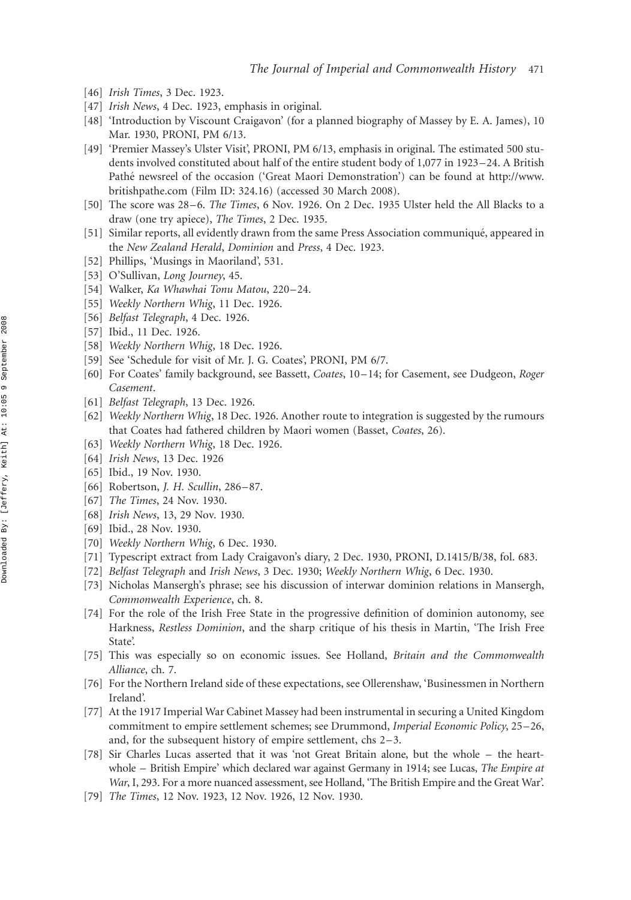[46] *Irish Times*, 3 Dec. 1923.

[47] *Irish News*, 4 Dec. 1923, emphasis in original.

[48] 'Introduction by Viscount Craigavon' (for a planned biography of Massey by E. A. James), 10 Mar. 1930, PRONI, PM 6/13.

[49] 'Premier Massey's Ulster Visit', PRONI, PM 6/13, emphasis in original. The estimated 500 students involved constituted about half of the entire student body of 1,077 in 1923–24. A British Pathé newsreel of the occasion ('Great Maori Demonstration') can be found at http://www.britishpathe.com (Film ID: 324.16) (accessed 30 March 2008).

[50] The score was 28–6. *The Times*, 6 Nov. 1926. On 2 Dec. 1935 Ulster held the All Blacks to a draw (one try apiece), *The Times*, 2 Dec. 1935.

[51] Similar reports, all evidently drawn from the same Press Association communiqué, appeared in the *New Zealand Herald*, *Dominion* and *Press*, 4 Dec. 1923.

[52] Phillips, 'Musings in Maoriland', 531.

[53] O'Sullivan, *Long Journey*, 45.

[54] Walker, *Ka Whawhai Tonu Matou*, 220–24.

[55] *Weekly Northern Whig*, 11 Dec. 1926.

[56] *Belfast Telegraph*, 4 Dec. 1926.

[57] Ibid., 11 Dec. 1926.

[58] *Weekly Northern Whig*, 18 Dec. 1926.

[59] See 'Schedule for visit of Mr. J. G. Coates', PRONI, PM 6/7.

[60] For Coates' family background, see Bassett, *Coates*, 10–14; for Casement, see Dudgeon, *Roger Casement*.

[61] *Belfast Telegraph*, 13 Dec. 1926.

[62] *Weekly Northern Whig*, 18 Dec. 1926. Another route to integration is suggested by the rumours that Coates had fathered children by Maori women (Basset, *Coates*, 26).

[63] *Weekly Northern Whig*, 18 Dec. 1926.

[64] *Irish News*, 13 Dec. 1926

[65] Ibid., 19 Nov. 1930.

[66] Robertson, *J. H. Scullin*, 286–87.

[67] *The Times*, 24 Nov. 1930.

[68] *Irish News*, 13, 29 Nov. 1930.

[69] Ibid., 28 Nov. 1930.

[70] *Weekly Northern Whig*, 6 Dec. 1930.

[71] Typescript extract from Lady Craigavon's diary, 2 Dec. 1930, PRONI, D.1415/B/38, fol. 683.

[72] *Belfast Telegraph* and *Irish News*, 3 Dec. 1930; *Weekly Northern Whig*, 6 Dec. 1930.

[73] Nicholas Mansergh's phrase; see his discussion of interwar dominion relations in Mansergh, *Commonwealth Experience*, ch. 8.

[74] For the role of the Irish Free State in the progressive definition of dominion autonomy, see Harkness, *Restless Dominion*, and the sharp critique of his thesis in Martin, 'The Irish Free State'.

[75] This was especially so on economic issues. See Holland, *Britain and the Commonwealth Alliance*, ch. 7.

[76] For the Northern Ireland side of these expectations, see Ollerenshaw, 'Businessmen in Northern Ireland'.

[77] At the 1917 Imperial War Cabinet Massey had been instrumental in securing a United Kingdom commitment to empire settlement schemes; see Drummond, *Imperial Economic Policy*, 25–26, and, for the subsequent history of empire settlement, chs 2–3.

[78] Sir Charles Lucas asserted that it was 'not Great Britain alone, but the whole – the heart-whole – British Empire' which declared war against Germany in 1914; see Lucas, *The Empire at War*, I, 293. For a more nuanced assessment, see Holland, 'The British Empire and the Great War'.

[79] *The Times*, 12 Nov. 1923, 12 Nov. 1926, 12 Nov. 1930.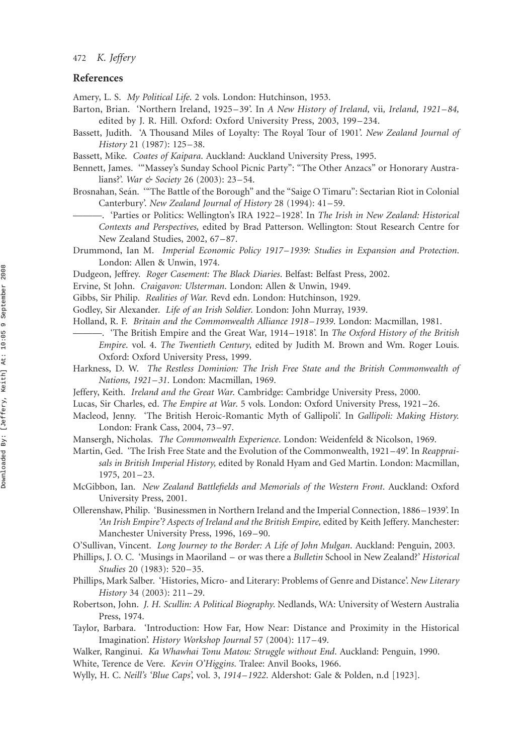## References

Amery, L. S. *My Political Life*. 2 vols. London: Hutchinson, 1953.

Barton, Brian. 'Northern Ireland, 1925–39'. In *A New History of Ireland,* vii*, Ireland, 1921–84,* edited by J. R. Hill. Oxford: Oxford University Press, 2003, 199–234.

Bassett, Judith. 'A Thousand Miles of Loyalty: The Royal Tour of 1901'. *New Zealand Journal of History* 21 (1987): 125–38.

Bassett, Mike. *Coates of Kaipara*. Auckland: Auckland University Press, 1995.

Bennett, James. '"Massey's Sunday School Picnic Party": "The Other Anzacs" or Honorary Australians?'. *War & Society* 26 (2003): 23–54.

Brosnahan, Seán. '"The Battle of the Borough" and the "Saige O Timaru": Sectarian Riot in Colonial Canterbury'. *New Zealand Journal of History* 28 (1994): 41–59.

———. 'Parties or Politics: Wellington's IRA 1922–1928'. In *The Irish in New Zealand: Historical Contexts and Perspectives,* edited by Brad Patterson. Wellington: Stout Research Centre for New Zealand Studies, 2002, 67–87.

Drummond, Ian M. *Imperial Economic Policy 1917–1939: Studies in Expansion and Protection*. London: Allen & Unwin, 1974.

Dudgeon, Jeffrey. *Roger Casement: The Black Diaries*. Belfast: Belfast Press, 2002.

Ervine, St John. *Craigavon: Ulsterman*. London: Allen & Unwin, 1949.

Gibbs, Sir Philip. *Realities of War.* Revd edn. London: Hutchinson, 1929.

Godley, Sir Alexander. *Life of an Irish Soldier*. London: John Murray, 1939.

Holland, R. F. *Britain and the Commonwealth Alliance 1918–1939.* London: Macmillan, 1981.

———. 'The British Empire and the Great War, 1914–1918'. In *The Oxford History of the British Empire*. vol. 4. *The Twentieth Century*, edited by Judith M. Brown and Wm. Roger Louis. Oxford: Oxford University Press, 1999.

Harkness, D. W. *The Restless Dominion: The Irish Free State and the British Commonwealth of Nations, 1921–31*. London: Macmillan, 1969.

Jeffery, Keith. *Ireland and the Great War*. Cambridge: Cambridge University Press, 2000.

Lucas, Sir Charles, ed. *The Empire at War*. 5 vols. London: Oxford University Press, 1921–26.

Macleod, Jenny. 'The British Heroic-Romantic Myth of Gallipoli'. In *Gallipoli: Making History.* London: Frank Cass, 2004, 73–97.

Mansergh, Nicholas. *The Commonwealth Experience*. London: Weidenfeld & Nicolson, 1969.

Martin, Ged. 'The Irish Free State and the Evolution of the Commonwealth, 1921–49'. In *Reappraisals in British Imperial History,* edited by Ronald Hyam and Ged Martin. London: Macmillan, 1975, 201–23.

McGibbon, Ian. *New Zealand Battlefields and Memorials of the Western Front*. Auckland: Oxford University Press, 2001.

Ollerenshaw, Philip. 'Businessmen in Northern Ireland and the Imperial Connection, 1886–1939'. In *'An Irish Empire'? Aspects of Ireland and the British Empire,* edited by Keith Jeffery. Manchester: Manchester University Press, 1996, 169–90.

O'Sullivan, Vincent. *Long Journey to the Border: A Life of John Mulgan*. Auckland: Penguin, 2003.

Phillips, J. O. C. 'Musings in Maoriland – or was there a *Bulletin* School in New Zealand?' *Historical Studies* 20 (1983): 520–35.

Phillips, Mark Salber. 'Histories, Micro- and Literary: Problems of Genre and Distance'. *New Literary History* 34 (2003): 211–29.

Robertson, John. *J. H. Scullin: A Political Biography*. Nedlands, WA: University of Western Australia Press, 1974.

Taylor, Barbara. 'Introduction: How Far, How Near: Distance and Proximity in the Historical Imagination'. *History Workshop Journal* 57 (2004): 117–49.

Walker, Ranginui. *Ka Whawhai Tonu Matou: Struggle without End*. Auckland: Penguin, 1990.

White, Terence de Vere. *Kevin O'Higgins*. Tralee: Anvil Books, 1966.

Wylly, H. C. *Neill's 'Blue Caps'*, vol. 3, *1914–1922*. Aldershot: Gale & Polden, n.d [1923].